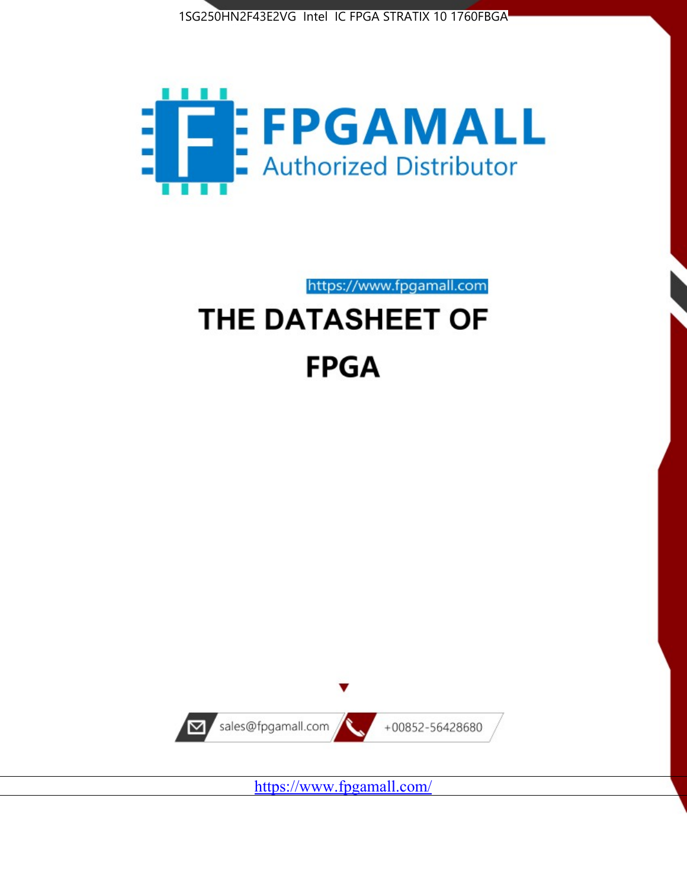1SG250HN2F43E2VG Intel IC FPGA STRATIX 10 1760FBGA

FPGAMALL

Authorized Distributor

https://www.fpgamall.com

# THE DATASHEET OF

# FPGA

sales@fpgamall.com

+00852-56428680

https://www.fpgamall.com/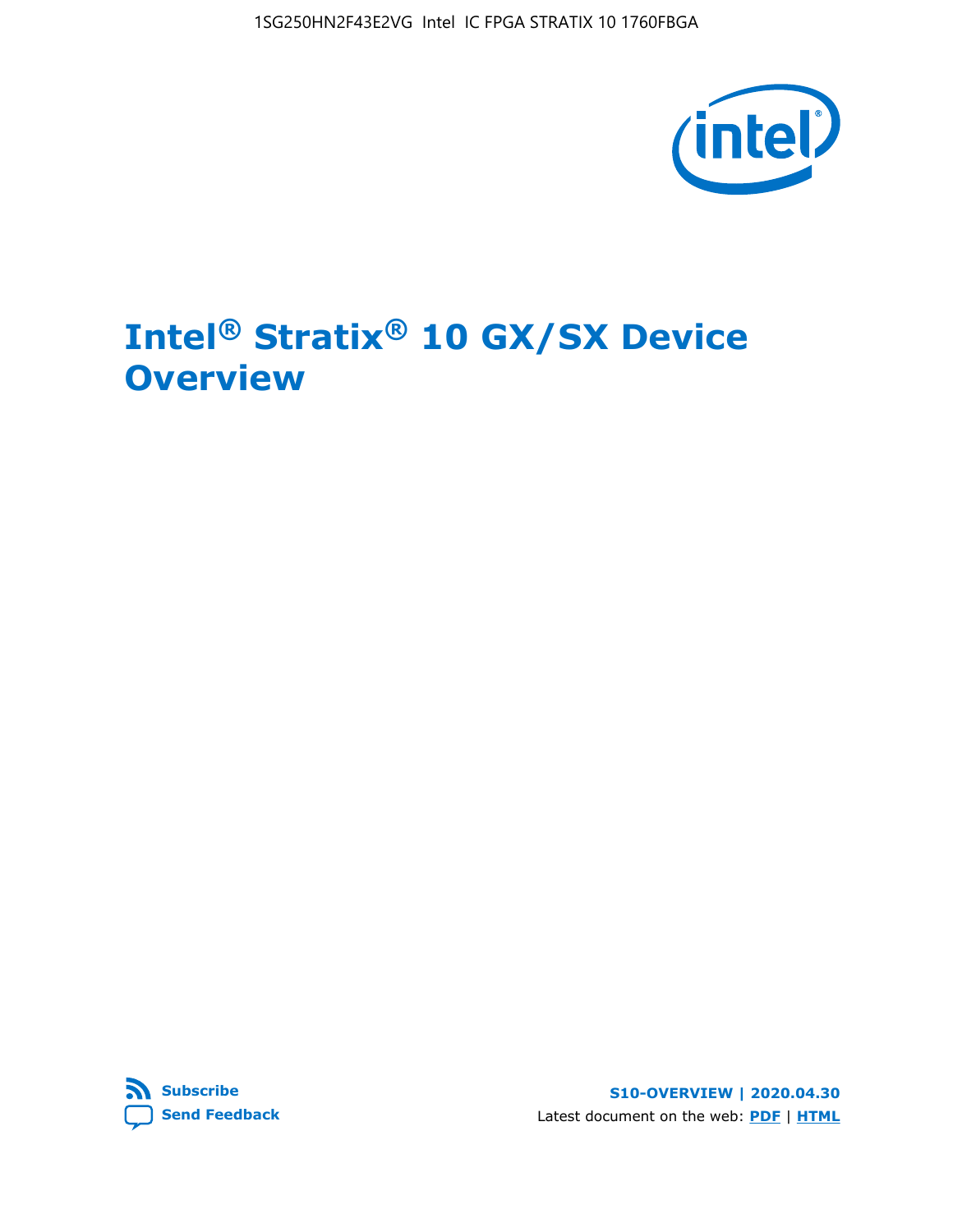# Intel® Stratix® 10 GX/SX Device Overview

**Overview**

S10-OVERVIEW | 2020.04.30

Latest document on the web: **PDF** | **HTML**

**Subscribe**

**Send Feedback**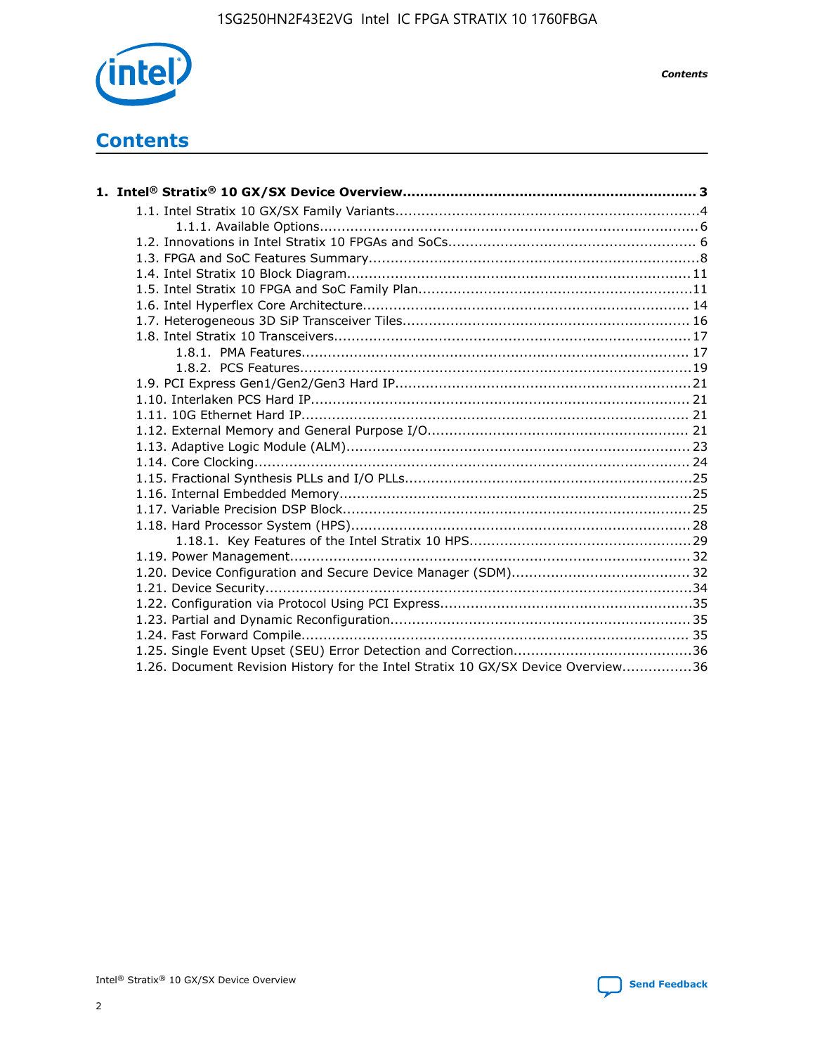# Contents

**1. Intel® Stratix® 10 GX/SX Device Overview................................................................. 3**

- 1.1. Intel Stratix 10 GX/SX Family Variants.....................................................................4
  - 1.1.1. Available Options.......................................................................................6
- 1.2. Innovations in Intel Stratix 10 FPGAs and SoCs......................................................... 6
- 1.3. FPGA and SoC Features Summary............................................................................8
- 1.4. Intel Stratix 10 Block Diagram...............................................................................11
- 1.5. Intel Stratix 10 FPGA and SoC Family Plan...............................................................11
- 1.6. Intel Hyperflex Core Architecture.......................................................................... 14
- 1.7. Heterogeneous 3D SiP Transceiver Tiles................................................................. 16
- 1.8. Intel Stratix 10 Transceivers.................................................................................17
  - 1.8.1. PMA Features......................................................................................... 17
  - 1.8.2. PCS Features..........................................................................................19
- 1.9. PCI Express Gen1/Gen2/Gen3 Hard IP...................................................................21
- 1.10. Interlaken PCS Hard IP....................................................................................... 21
- 1.11. 10G Ethernet Hard IP......................................................................................... 21
- 1.12. External Memory and General Purpose I/O............................................................ 21
- 1.13. Adaptive Logic Module (ALM)............................................................................... 23
- 1.14. Core Clocking.................................................................................................... 24
- 1.15. Fractional Synthesis PLLs and I/O PLLs.................................................................25
- 1.16. Internal Embedded Memory.................................................................................25
- 1.17. Variable Precision DSP Block................................................................................25
- 1.18. Hard Processor System (HPS)..............................................................................28
  - 1.18.1. Key Features of the Intel Stratix 10 HPS..................................................29
- 1.19. Power Management........................................................................................... 32
- 1.20. Device Configuration and Secure Device Manager (SDM)......................................... 32
- 1.21. Device Security..................................................................................................34
- 1.22. Configuration via Protocol Using PCI Express..........................................................35
- 1.23. Partial and Dynamic Reconfiguration.................................................................... 35
- 1.24. Fast Forward Compile......................................................................................... 35
- 1.25. Single Event Upset (SEU) Error Detection and Correction.........................................36
- 1.26. Document Revision History for the Intel Stratix 10 GX/SX Device Overview................36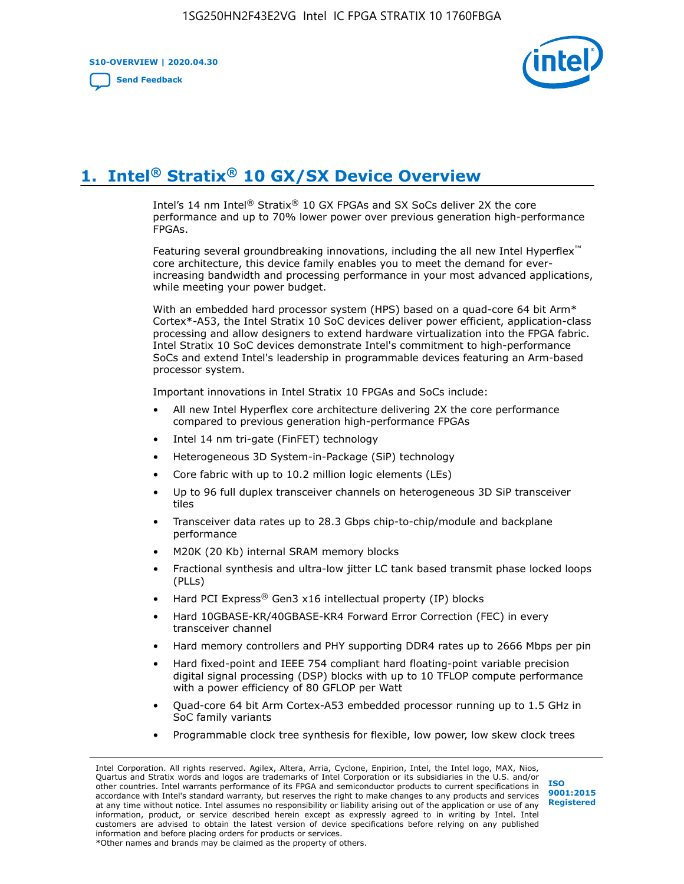# 1. Intel® Stratix® 10 GX/SX Device Overview

Intel's 14 nm Intel® Stratix® 10 GX FPGAs and SX SoCs deliver 2X the core performance and up to 70% lower power over previous generation high-performance FPGAs.

Featuring several groundbreaking innovations, including the all new Intel Hyperflex™ core architecture, this device family enables you to meet the demand for ever-increasing bandwidth and processing performance in your most advanced applications, while meeting your power budget.

With an embedded hard processor system (HPS) based on a quad-core 64 bit Arm* Cortex*-A53, the Intel Stratix 10 SoC devices deliver power efficient, application-class processing and allow designers to extend hardware virtualization into the FPGA fabric. Intel Stratix 10 SoC devices demonstrate Intel's commitment to high-performance SoCs and extend Intel's leadership in programmable devices featuring an Arm-based processor system.

Important innovations in Intel Stratix 10 FPGAs and SoCs include:

- All new Intel Hyperflex core architecture delivering 2X the core performance compared to previous generation high-performance FPGAs
- Intel 14 nm tri-gate (FinFET) technology
- Heterogeneous 3D System-in-Package (SiP) technology
- Core fabric with up to 10.2 million logic elements (LEs)
- Up to 96 full duplex transceiver channels on heterogeneous 3D SiP transceiver tiles
- Transceiver data rates up to 28.3 Gbps chip-to-chip/module and backplane performance
- M20K (20 Kb) internal SRAM memory blocks
- Fractional synthesis and ultra-low jitter LC tank based transmit phase locked loops (PLLs)
- Hard PCI Express® Gen3 x16 intellectual property (IP) blocks
- Hard 10GBASE-KR/40GBASE-KR4 Forward Error Correction (FEC) in every transceiver channel
- Hard memory controllers and PHY supporting DDR4 rates up to 2666 Mbps per pin
- Hard fixed-point and IEEE 754 compliant hard floating-point variable precision digital signal processing (DSP) blocks with up to 10 TFLOP compute performance with a power efficiency of 80 GFLOP per Watt
- Quad-core 64 bit Arm Cortex-A53 embedded processor running up to 1.5 GHz in SoC family variants
- Programmable clock tree synthesis for flexible, low power, low skew clock trees

Intel Corporation. All rights reserved. Agilex, Altera, Arria, Cyclone, Enpirion, Intel, the Intel logo, MAX, Nios, Quartus and Stratix words and logos are trademarks of Intel Corporation or its subsidiaries in the U.S. and/or other countries. Intel warrants performance of its FPGA and semiconductor products to current specifications in accordance with Intel's standard warranty, but reserves the right to make changes to any products and services at any time without notice. Intel assumes no responsibility or liability arising out of the application or use of any information, product, or service described herein except as expressly agreed to in writing by Intel. Intel customers are advised to obtain the latest version of device specifications before relying on any published information and before placing orders for products or services.
*Other names and brands may be claimed as the property of others.

ISO 9001:2015 Registered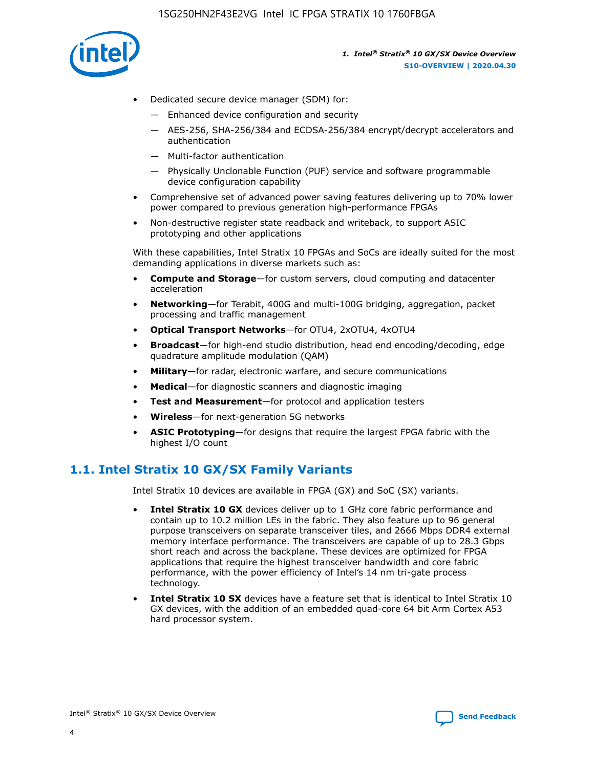- Dedicated secure device manager (SDM) for:
  - — Enhanced device configuration and security
  - — AES-256, SHA-256/384 and ECDSA-256/384 encrypt/decrypt accelerators and authentication
  - — Multi-factor authentication
  - — Physically Unclonable Function (PUF) service and software programmable device configuration capability
- Comprehensive set of advanced power saving features delivering up to 70% lower power compared to previous generation high-performance FPGAs
- Non-destructive register state readback and writeback, to support ASIC prototyping and other applications

With these capabilities, Intel Stratix 10 FPGAs and SoCs are ideally suited for the most demanding applications in diverse markets such as:

- **Compute and Storage**—for custom servers, cloud computing and datacenter acceleration
- **Networking**—for Terabit, 400G and multi-100G bridging, aggregation, packet processing and traffic management
- **Optical Transport Networks**—for OTU4, 2xOTU4, 4xOTU4
- **Broadcast**—for high-end studio distribution, head end encoding/decoding, edge quadrature amplitude modulation (QAM)
- **Military**—for radar, electronic warfare, and secure communications
- **Medical**—for diagnostic scanners and diagnostic imaging
- **Test and Measurement**—for protocol and application testers
- **Wireless**—for next-generation 5G networks
- **ASIC Prototyping**—for designs that require the largest FPGA fabric with the highest I/O count

## 1.1. Intel Stratix 10 GX/SX Family Variants

Intel Stratix 10 devices are available in FPGA (GX) and SoC (SX) variants.

- **Intel Stratix 10 GX** devices deliver up to 1 GHz core fabric performance and contain up to 10.2 million LEs in the fabric. They also feature up to 96 general purpose transceivers on separate transceiver tiles, and 2666 Mbps DDR4 external memory interface performance. The transceivers are capable of up to 28.3 Gbps short reach and across the backplane. These devices are optimized for FPGA applications that require the highest transceiver bandwidth and core fabric performance, with the power efficiency of Intel's 14 nm tri-gate process technology.
- **Intel Stratix 10 SX** devices have a feature set that is identical to Intel Stratix 10 GX devices, with the addition of an embedded quad-core 64 bit Arm Cortex A53 hard processor system.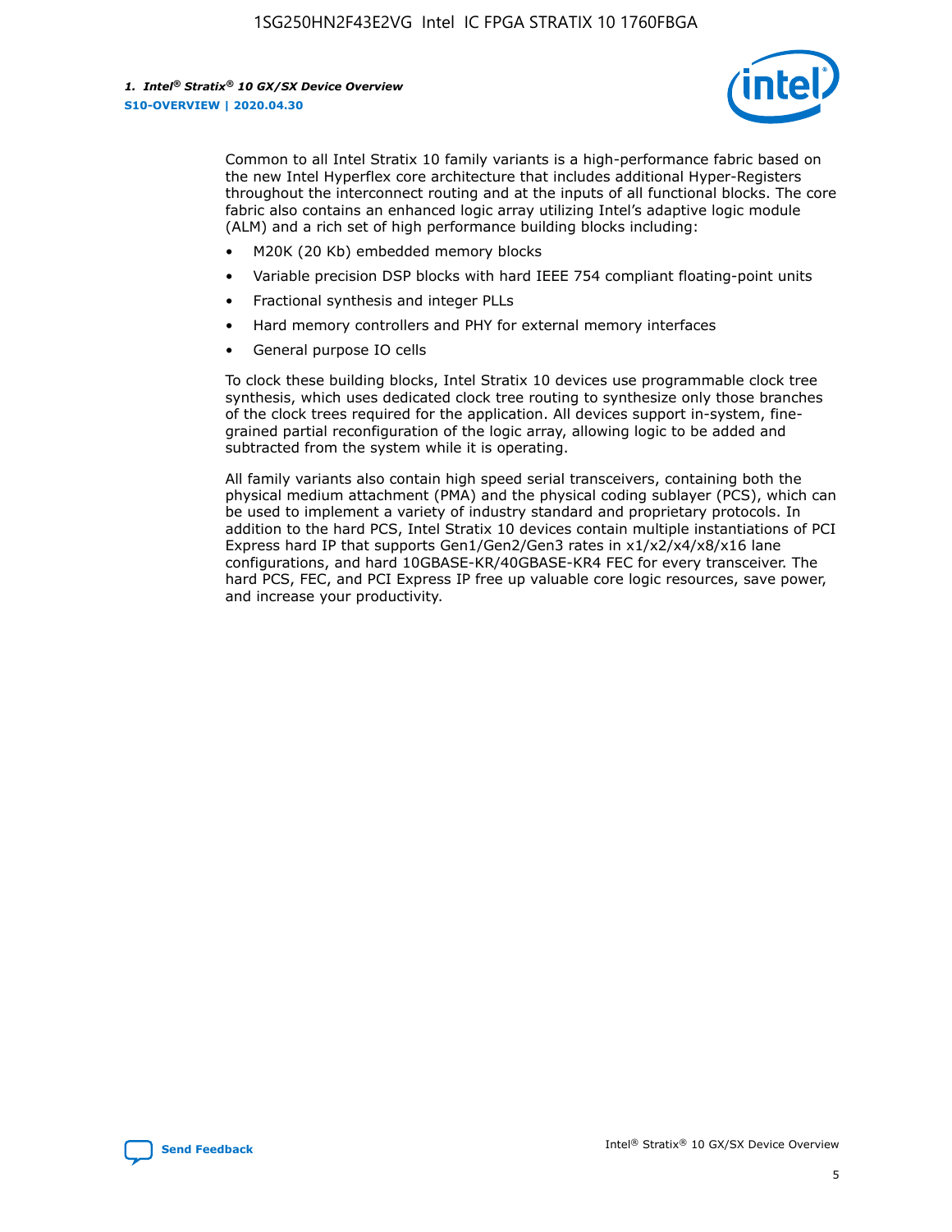Common to all Intel Stratix 10 family variants is a high-performance fabric based on the new Intel Hyperflex core architecture that includes additional Hyper-Registers throughout the interconnect routing and at the inputs of all functional blocks. The core fabric also contains an enhanced logic array utilizing Intel's adaptive logic module (ALM) and a rich set of high performance building blocks including:

- M20K (20 Kb) embedded memory blocks
- Variable precision DSP blocks with hard IEEE 754 compliant floating-point units
- Fractional synthesis and integer PLLs
- Hard memory controllers and PHY for external memory interfaces
- General purpose IO cells

To clock these building blocks, Intel Stratix 10 devices use programmable clock tree synthesis, which uses dedicated clock tree routing to synthesize only those branches of the clock trees required for the application. All devices support in-system, fine-grained partial reconfiguration of the logic array, allowing logic to be added and subtracted from the system while it is operating.

All family variants also contain high speed serial transceivers, containing both the physical medium attachment (PMA) and the physical coding sublayer (PCS), which can be used to implement a variety of industry standard and proprietary protocols. In addition to the hard PCS, Intel Stratix 10 devices contain multiple instantiations of PCI Express hard IP that supports Gen1/Gen2/Gen3 rates in x1/x2/x4/x8/x16 lane configurations, and hard 10GBASE-KR/40GBASE-KR4 FEC for every transceiver. The hard PCS, FEC, and PCI Express IP free up valuable core logic resources, save power, and increase your productivity.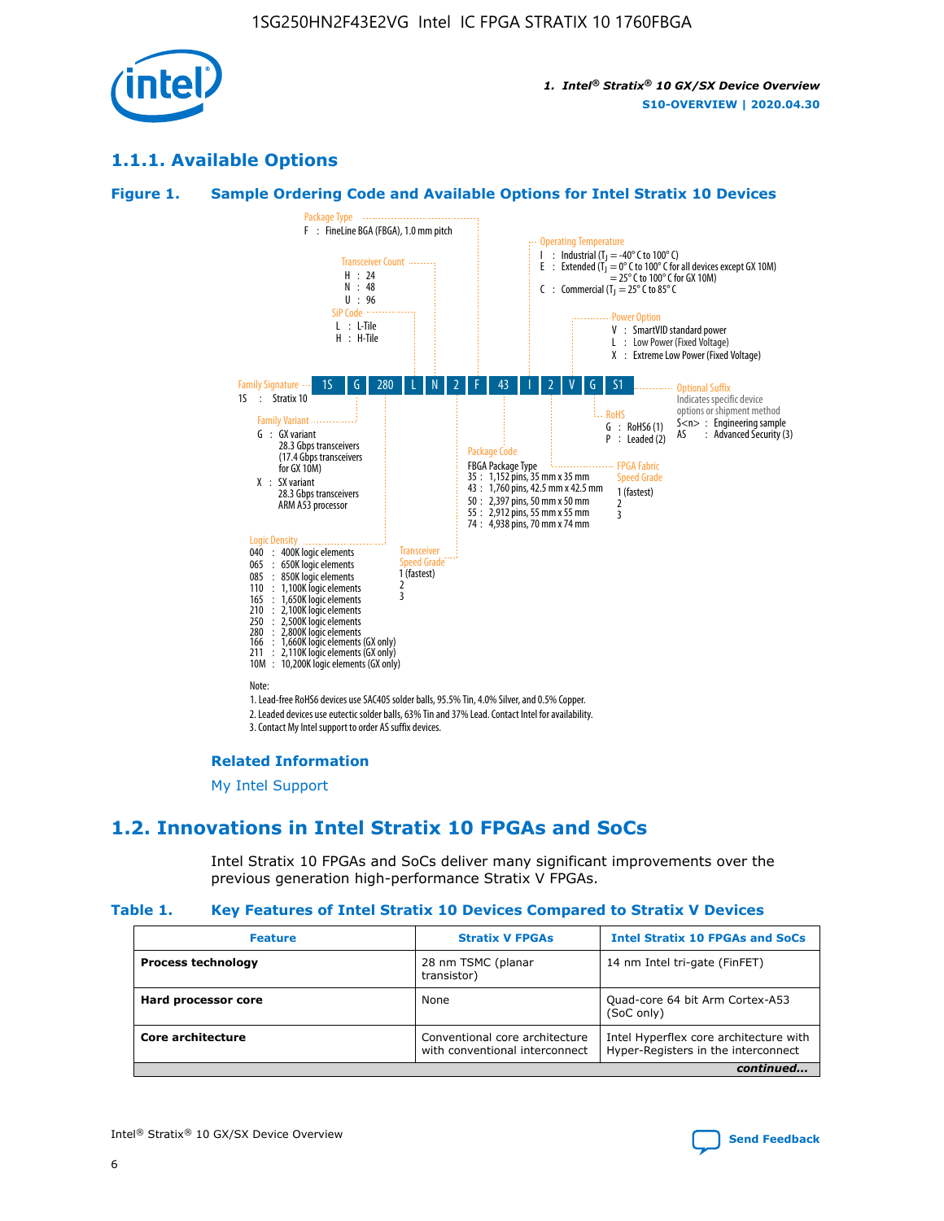### 1.1.1. Available Options

#### Figure 1. Sample Ordering Code and Available Options for Intel Stratix 10 Devices

| 1S | G | 280 | L | N | 2 | F | 43 | I | 2 | V | G | S1 |
|---|---|---|---|---|---|---|---|---|---|---|---|---|

**Family Signature**
1S : Stratix 10

**Family Variant**
G : GX variant
28.3 Gbps transceivers
(17.4 Gbps transceivers for GX 10M)
X : SX variant
28.3 Gbps transceivers
ARM A53 processor

**Logic Density**
040 : 400K logic elements
065 : 650K logic elements
085 : 850K logic elements
110 : 1,100K logic elements
165 : 1,650K logic elements
210 : 2,100K logic elements
250 : 2,500K logic elements
280 : 2,800K logic elements
166 : 1,660K logic elements (GX only)
211 : 2,110K logic elements (GX only)
10M : 10,200K logic elements (GX only)

**SiP Code**
L : L-Tile
H : H-Tile

**Transceiver Count**
H : 24
N : 48
U : 96

**Transceiver Speed Grade**
1 (fastest)
2
3

**Package Type**
F : FineLine BGA (FBGA), 1.0 mm pitch

**Package Code**
FBGA Package Type
35 : 1,152 pins, 35 mm x 35 mm
43 : 1,760 pins, 42.5 mm x 42.5 mm
50 : 2,397 pins, 50 mm x 50 mm
55 : 2,912 pins, 55 mm x 55 mm
74 : 4,938 pins, 70 mm x 74 mm

**Operating Temperature**
I : Industrial ($T_J$ = -40° C to 100° C)
E : Extended ($T_J$ = 0° C to 100° C for all devices except GX 10M)
= 25° C to 100° C for GX 10M)
C : Commercial ($T_J$ = 25° C to 85° C

**FPGA Fabric Speed Grade**
1 (fastest)
2
3

**Power Option**
V : SmartVID standard power
L : Low Power (Fixed Voltage)
X : Extreme Low Power (Fixed Voltage)

**RoHS**
G : RoHS6 (1)
P : Leaded (2)

**Optional Suffix**
Indicates specific device options or shipment method
S<n> : Engineering sample
AS : Advanced Security (3)

Note:
1. Lead-free RoHS6 devices use SAC405 solder balls, 95.5% Tin, 4.0% Silver, and 0.5% Copper.
2. Leaded devices use eutectic solder balls, 63% Tin and 37% Lead. Contact Intel for availability.
3. Contact My Intel support to order AS suffix devices.

**Related Information**

My Intel Support

## 1.2. Innovations in Intel Stratix 10 FPGAs and SoCs

Intel Stratix 10 FPGAs and SoCs deliver many significant improvements over the previous generation high-performance Stratix V FPGAs.

#### Table 1. Key Features of Intel Stratix 10 Devices Compared to Stratix V Devices

| Feature | Stratix V FPGAs | Intel Stratix 10 FPGAs and SoCs |
|---|---|---|
| **Process technology** | 28 nm TSMC (planar transistor) | 14 nm Intel tri-gate (FinFET) |
| **Hard processor core** | None | Quad-core 64 bit Arm Cortex-A53 (SoC only) |
| **Core architecture** | Conventional core architecture with conventional interconnect | Intel Hyperflex core architecture with Hyper-Registers in the interconnect |
| | | *continued...* |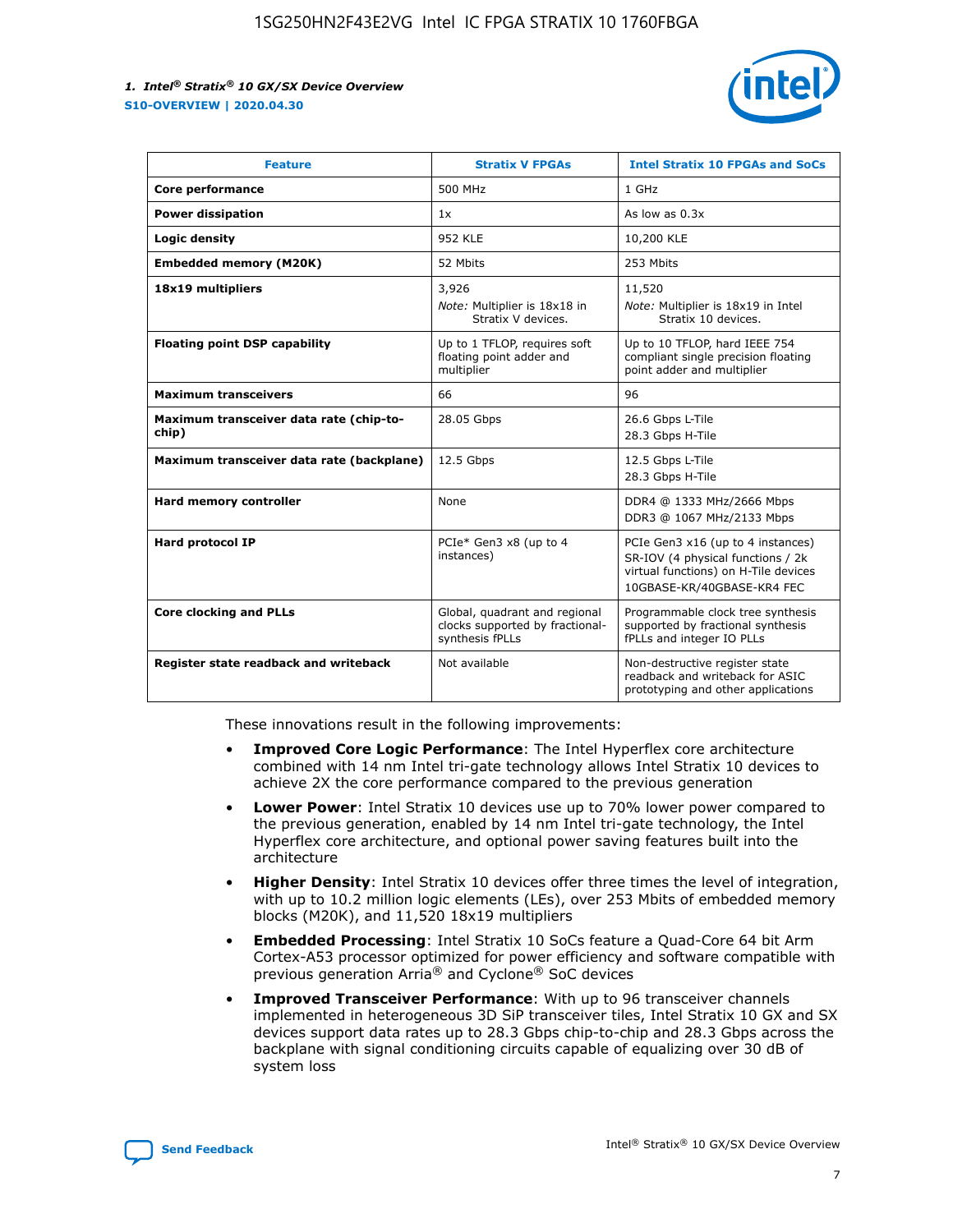| Feature | Stratix V FPGAs | Intel Stratix 10 FPGAs and SoCs |
| --- | --- | --- |
| **Core performance** | 500 MHz | 1 GHz |
| **Power dissipation** | 1x | As low as 0.3x |
| **Logic density** | 952 KLE | 10,200 KLE |
| **Embedded memory (M20K)** | 52 Mbits | 253 Mbits |
| **18x19 multipliers** | 3,926<br>*Note:* Multiplier is 18x18 in Stratix V devices. | 11,520<br>*Note:* Multiplier is 18x19 in Intel Stratix 10 devices. |
| **Floating point DSP capability** | Up to 1 TFLOP, requires soft floating point adder and multiplier | Up to 10 TFLOP, hard IEEE 754 compliant single precision floating point adder and multiplier |
| **Maximum transceivers** | 66 | 96 |
| **Maximum transceiver data rate (chip-to-chip)** | 28.05 Gbps | 26.6 Gbps L-Tile<br>28.3 Gbps H-Tile |
| **Maximum transceiver data rate (backplane)** | 12.5 Gbps | 12.5 Gbps L-Tile<br>28.3 Gbps H-Tile |
| **Hard memory controller** | None | DDR4 @ 1333 MHz/2666 Mbps<br>DDR3 @ 1067 MHz/2133 Mbps |
| **Hard protocol IP** | PCIe* Gen3 x8 (up to 4 instances) | PCIe Gen3 x16 (up to 4 instances)<br>SR-IOV (4 physical functions / 2k virtual functions) on H-Tile devices<br>10GBASE-KR/40GBASE-KR4 FEC |
| **Core clocking and PLLs** | Global, quadrant and regional clocks supported by fractional-synthesis fPLLs | Programmable clock tree synthesis supported by fractional synthesis fPLLs and integer IO PLLs |
| **Register state readback and writeback** | Not available | Non-destructive register state readback and writeback for ASIC prototyping and other applications |

These innovations result in the following improvements:

- **Improved Core Logic Performance**: The Intel Hyperflex core architecture combined with 14 nm Intel tri-gate technology allows Intel Stratix 10 devices to achieve 2X the core performance compared to the previous generation
- **Lower Power**: Intel Stratix 10 devices use up to 70% lower power compared to the previous generation, enabled by 14 nm Intel tri-gate technology, the Intel Hyperflex core architecture, and optional power saving features built into the architecture
- **Higher Density**: Intel Stratix 10 devices offer three times the level of integration, with up to 10.2 million logic elements (LEs), over 253 Mbits of embedded memory blocks (M20K), and 11,520 18x19 multipliers
- **Embedded Processing**: Intel Stratix 10 SoCs feature a Quad-Core 64 bit Arm Cortex-A53 processor optimized for power efficiency and software compatible with previous generation Arria® and Cyclone® SoC devices
- **Improved Transceiver Performance**: With up to 96 transceiver channels implemented in heterogeneous 3D SiP transceiver tiles, Intel Stratix 10 GX and SX devices support data rates up to 28.3 Gbps chip-to-chip and 28.3 Gbps across the backplane with signal conditioning circuits capable of equalizing over 30 dB of system loss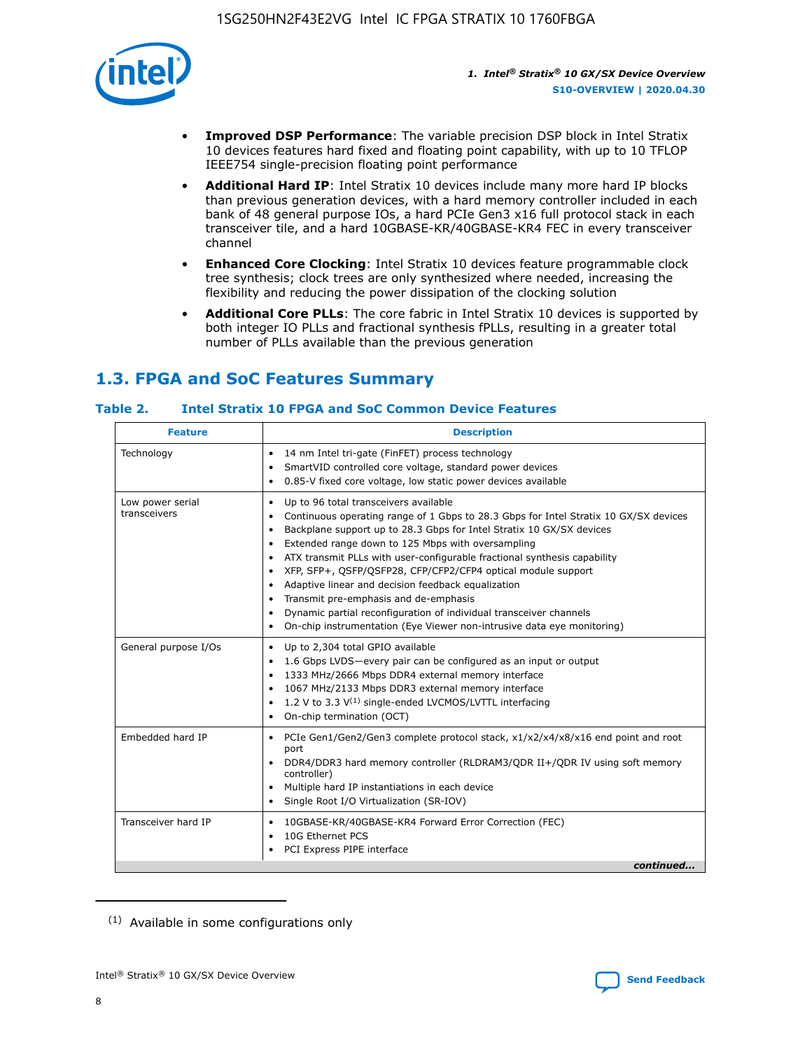- **Improved DSP Performance**: The variable precision DSP block in Intel Stratix 10 devices features hard fixed and floating point capability, with up to 10 TFLOP IEEE754 single-precision floating point performance
- **Additional Hard IP**: Intel Stratix 10 devices include many more hard IP blocks than previous generation devices, with a hard memory controller included in each bank of 48 general purpose IOs, a hard PCIe Gen3 x16 full protocol stack in each transceiver tile, and a hard 10GBASE-KR/40GBASE-KR4 FEC in every transceiver channel
- **Enhanced Core Clocking**: Intel Stratix 10 devices feature programmable clock tree synthesis; clock trees are only synthesized where needed, increasing the flexibility and reducing the power dissipation of the clocking solution
- **Additional Core PLLs**: The core fabric in Intel Stratix 10 devices is supported by both integer IO PLLs and fractional synthesis fPLLs, resulting in a greater total number of PLLs available than the previous generation

## 1.3. FPGA and SoC Features Summary

### Table 2. Intel Stratix 10 FPGA and SoC Common Device Features

| Feature | Description |
|---|---|
| Technology | • 14 nm Intel tri-gate (FinFET) process technology<br>• SmartVID controlled core voltage, standard power devices<br>• 0.85-V fixed core voltage, low static power devices available |
| Low power serial transceivers | • Up to 96 total transceivers available<br>• Continuous operating range of 1 Gbps to 28.3 Gbps for Intel Stratix 10 GX/SX devices<br>• Backplane support up to 28.3 Gbps for Intel Stratix 10 GX/SX devices<br>• Extended range down to 125 Mbps with oversampling<br>• ATX transmit PLLs with user-configurable fractional synthesis capability<br>• XFP, SFP+, QSFP/QSFP28, CFP/CFP2/CFP4 optical module support<br>• Adaptive linear and decision feedback equalization<br>• Transmit pre-emphasis and de-emphasis<br>• Dynamic partial reconfiguration of individual transceiver channels<br>• On-chip instrumentation (Eye Viewer non-intrusive data eye monitoring) |
| General purpose I/Os | • Up to 2,304 total GPIO available<br>• 1.6 Gbps LVDS—every pair can be configured as an input or output<br>• 1333 MHz/2666 Mbps DDR4 external memory interface<br>• 1067 MHz/2133 Mbps DDR3 external memory interface<br>• 1.2 V to 3.3 V[1] single-ended LVCMOS/LVTTL interfacing<br>• On-chip termination (OCT) |
| Embedded hard IP | • PCIe Gen1/Gen2/Gen3 complete protocol stack, x1/x2/x4/x8/x16 end point and root port<br>• DDR4/DDR3 hard memory controller (RLDRAM3/QDR II+/QDR IV using soft memory controller)<br>• Multiple hard IP instantiations in each device<br>• Single Root I/O Virtualization (SR-IOV) |
| Transceiver hard IP | • 10GBASE-KR/40GBASE-KR4 Forward Error Correction (FEC)<br>• 10G Ethernet PCS<br>• PCI Express PIPE interface |

*continued...*

[1] Available in some configurations only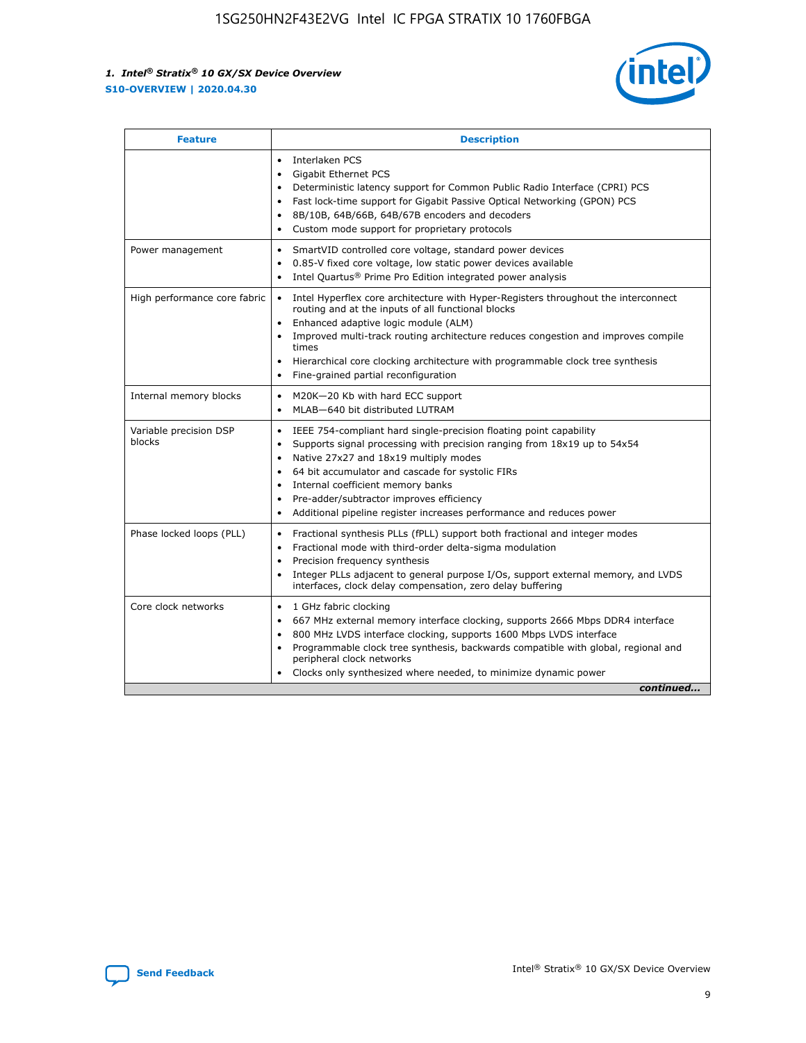| Feature | Description |
| --- | --- |
| | • Interlaken PCS<br>• Gigabit Ethernet PCS<br>• Deterministic latency support for Common Public Radio Interface (CPRI) PCS<br>• Fast lock-time support for Gigabit Passive Optical Networking (GPON) PCS<br>• 8B/10B, 64B/66B, 64B/67B encoders and decoders<br>• Custom mode support for proprietary protocols |
| Power management | • SmartVID controlled core voltage, standard power devices<br>• 0.85-V fixed core voltage, low static power devices available<br>• Intel Quartus® Prime Pro Edition integrated power analysis |
| High performance core fabric | • Intel Hyperflex core architecture with Hyper-Registers throughout the interconnect routing and at the inputs of all functional blocks<br>• Enhanced adaptive logic module (ALM)<br>• Improved multi-track routing architecture reduces congestion and improves compile times<br>• Hierarchical core clocking architecture with programmable clock tree synthesis<br>• Fine-grained partial reconfiguration |
| Internal memory blocks | • M20K—20 Kb with hard ECC support<br>• MLAB—640 bit distributed LUTRAM |
| Variable precision DSP blocks | • IEEE 754-compliant hard single-precision floating point capability<br>• Supports signal processing with precision ranging from 18x19 up to 54x54<br>• Native 27x27 and 18x19 multiply modes<br>• 64 bit accumulator and cascade for systolic FIRs<br>• Internal coefficient memory banks<br>• Pre-adder/subtractor improves efficiency<br>• Additional pipeline register increases performance and reduces power |
| Phase locked loops (PLL) | • Fractional synthesis PLLs (fPLL) support both fractional and integer modes<br>• Fractional mode with third-order delta-sigma modulation<br>• Precision frequency synthesis<br>• Integer PLLs adjacent to general purpose I/Os, support external memory, and LVDS interfaces, clock delay compensation, zero delay buffering |
| Core clock networks | • 1 GHz fabric clocking<br>• 667 MHz external memory interface clocking, supports 2666 Mbps DDR4 interface<br>• 800 MHz LVDS interface clocking, supports 1600 Mbps LVDS interface<br>• Programmable clock tree synthesis, backwards compatible with global, regional and peripheral clock networks<br>• Clocks only synthesized where needed, to minimize dynamic power |

*continued...*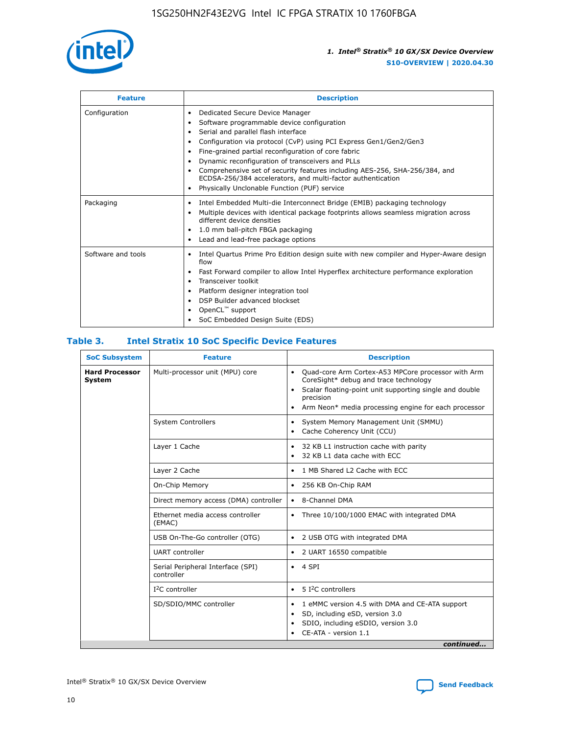| Feature | Description |
| --- | --- |
| Configuration | • Dedicated Secure Device Manager<br>• Software programmable device configuration<br>• Serial and parallel flash interface<br>• Configuration via protocol (CvP) using PCI Express Gen1/Gen2/Gen3<br>• Fine-grained partial reconfiguration of core fabric<br>• Dynamic reconfiguration of transceivers and PLLs<br>• Comprehensive set of security features including AES-256, SHA-256/384, and ECDSA-256/384 accelerators, and multi-factor authentication<br>• Physically Unclonable Function (PUF) service |
| Packaging | • Intel Embedded Multi-die Interconnect Bridge (EMIB) packaging technology<br>• Multiple devices with identical package footprints allows seamless migration across different device densities<br>• 1.0 mm ball-pitch FBGA packaging<br>• Lead and lead-free package options |
| Software and tools | • Intel Quartus Prime Pro Edition design suite with new compiler and Hyper-Aware design flow<br>• Fast Forward compiler to allow Intel Hyperflex architecture performance exploration<br>• Transceiver toolkit<br>• Platform designer integration tool<br>• DSP Builder advanced blockset<br>• OpenCL™ support<br>• SoC Embedded Design Suite (EDS) |

## Table 3. Intel Stratix 10 SoC Specific Device Features

| SoC Subsystem | Feature | Description |
| --- | --- | --- |
| **Hard Processor System** | Multi-processor unit (MPU) core | • Quad-core Arm Cortex-A53 MPCore processor with Arm CoreSight* debug and trace technology<br>• Scalar floating-point unit supporting single and double precision<br>• Arm Neon* media processing engine for each processor |
| | System Controllers | • System Memory Management Unit (SMMU)<br>• Cache Coherency Unit (CCU) |
| | Layer 1 Cache | • 32 KB L1 instruction cache with parity<br>• 32 KB L1 data cache with ECC |
| | Layer 2 Cache | • 1 MB Shared L2 Cache with ECC |
| | On-Chip Memory | • 256 KB On-Chip RAM |
| | Direct memory access (DMA) controller | • 8-Channel DMA |
| | Ethernet media access controller (EMAC) | • Three 10/100/1000 EMAC with integrated DMA |
| | USB On-The-Go controller (OTG) | • 2 USB OTG with integrated DMA |
| | UART controller | • 2 UART 16550 compatible |
| | Serial Peripheral Interface (SPI) controller | • 4 SPI |
| | I²C controller | • 5 I²C controllers |
| | SD/SDIO/MMC controller | • 1 eMMC version 4.5 with DMA and CE-ATA support<br>• SD, including eSD, version 3.0<br>• SDIO, including eSDIO, version 3.0<br>• CE-ATA - version 1.1 |

*continued...*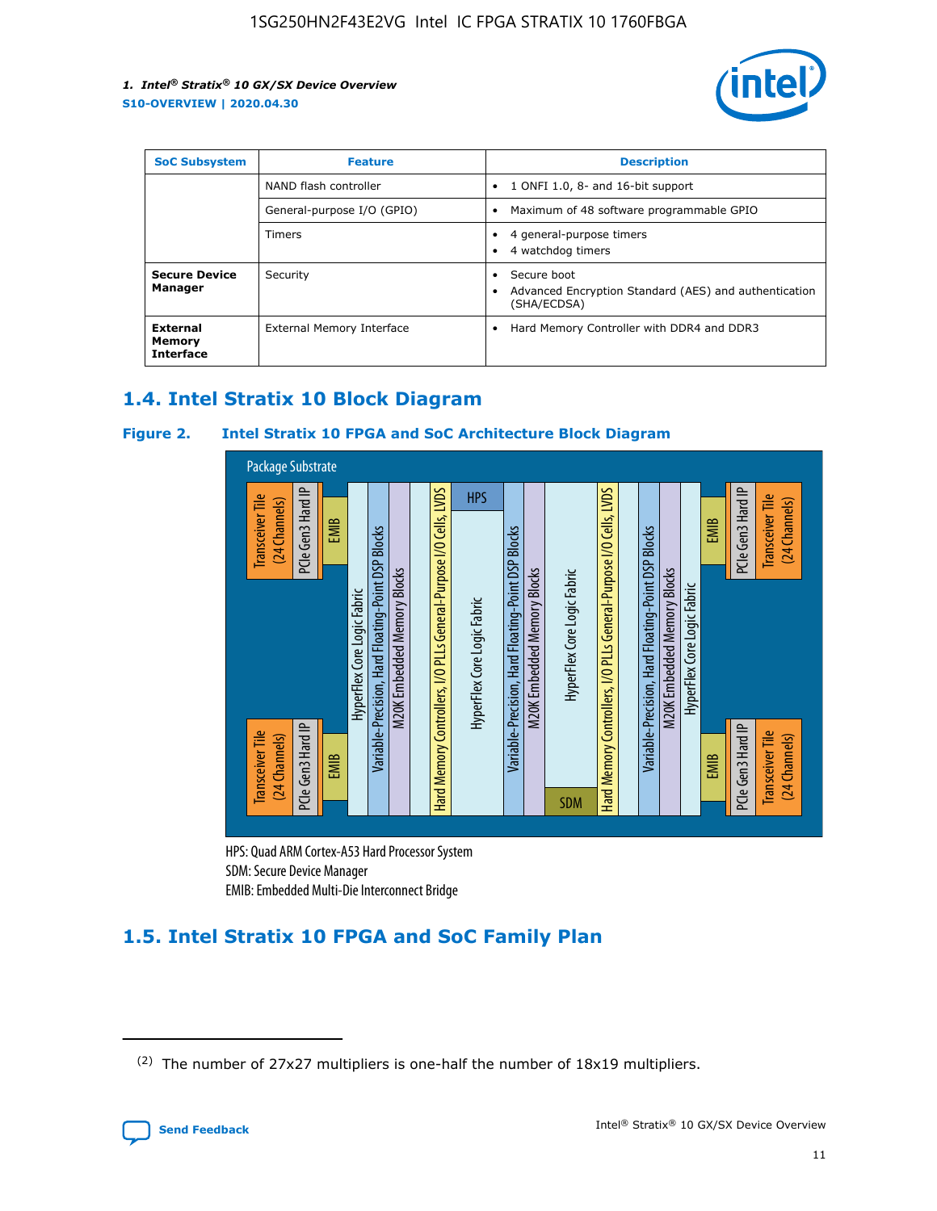| SoC Subsystem | Feature | Description |
| --- | --- | --- |
| | NAND flash controller | • 1 ONFI 1.0, 8- and 16-bit support |
| | General-purpose I/O (GPIO) | • Maximum of 48 software programmable GPIO |
| | Timers | • 4 general-purpose timers<br>• 4 watchdog timers |
| **Secure Device Manager** | Security | • Secure boot<br>• Advanced Encryption Standard (AES) and authentication (SHA/ECDSA) |
| **External Memory Interface** | External Memory Interface | • Hard Memory Controller with DDR4 and DDR3 |

## 1.4. Intel Stratix 10 Block Diagram

**Figure 2. Intel Stratix 10 FPGA and SoC Architecture Block Diagram**

Package Substrate

Transceiver Tile (24 Channels) | PCIe Gen3 Hard IP | EMIB | HyperFlex Core Logic Fabric | Variable-Precision, Hard Floating-Point DSP Blocks | M20K Embedded Memory Blocks | Hard Memory Controllers, I/O PLLs General-Purpose I/O Cells, LVDS | HPS | HyperFlex Core Logic Fabric | Variable-Precision, Hard Floating-Point DSP Blocks | M20K Embedded Memory Blocks | HyperFlex Core Logic Fabric | SDM | Hard Memory Controllers, I/O PLLs General-Purpose I/O Cells, LVDS | Variable-Precision, Hard Floating-Point DSP Blocks | M20K Embedded Memory Blocks | HyperFlex Core Logic Fabric | EMIB | PCIe Gen3 Hard IP | Transceiver Tile (24 Channels)

HPS: Quad ARM Cortex-A53 Hard Processor System
SDM: Secure Device Manager
EMIB: Embedded Multi-Die Interconnect Bridge

## 1.5. Intel Stratix 10 FPGA and SoC Family Plan

(2) The number of 27x27 multipliers is one-half the number of 18x19 multipliers.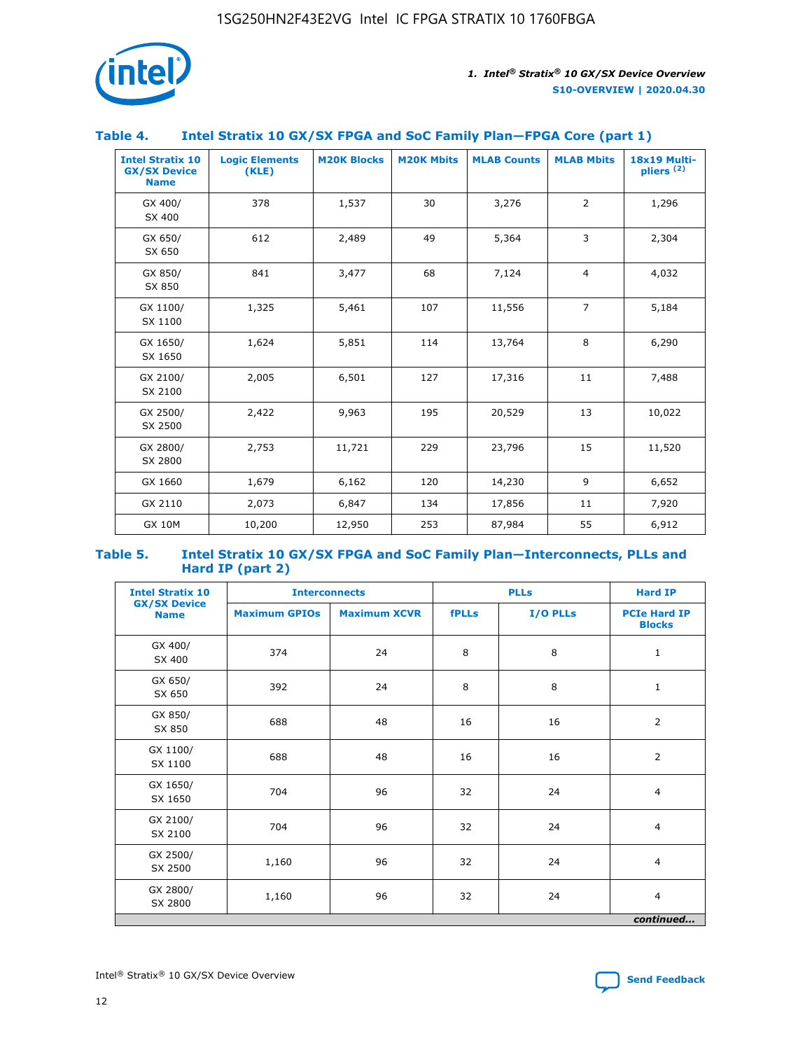### Table 4. Intel Stratix 10 GX/SX FPGA and SoC Family Plan—FPGA Core (part 1)

| Intel Stratix 10 GX/SX Device Name | Logic Elements (KLE) | M20K Blocks | M20K Mbits | MLAB Counts | MLAB Mbits | 18x19 Multipliers [(2)] |
|---|---|---|---|---|---|---|
| GX 400/ SX 400 | 378 | 1,537 | 30 | 3,276 | 2 | 1,296 |
| GX 650/ SX 650 | 612 | 2,489 | 49 | 5,364 | 3 | 2,304 |
| GX 850/ SX 850 | 841 | 3,477 | 68 | 7,124 | 4 | 4,032 |
| GX 1100/ SX 1100 | 1,325 | 5,461 | 107 | 11,556 | 7 | 5,184 |
| GX 1650/ SX 1650 | 1,624 | 5,851 | 114 | 13,764 | 8 | 6,290 |
| GX 2100/ SX 2100 | 2,005 | 6,501 | 127 | 17,316 | 11 | 7,488 |
| GX 2500/ SX 2500 | 2,422 | 9,963 | 195 | 20,529 | 13 | 10,022 |
| GX 2800/ SX 2800 | 2,753 | 11,721 | 229 | 23,796 | 15 | 11,520 |
| GX 1660 | 1,679 | 6,162 | 120 | 14,230 | 9 | 6,652 |
| GX 2110 | 2,073 | 6,847 | 134 | 17,856 | 11 | 7,920 |
| GX 10M | 10,200 | 12,950 | 253 | 87,984 | 55 | 6,912 |

### Table 5. Intel Stratix 10 GX/SX FPGA and SoC Family Plan—Interconnects, PLLs and Hard IP (part 2)

| Intel Stratix 10 GX/SX Device Name | Interconnects | | PLLs | | Hard IP |
|---|---|---|---|---|---|
| | Maximum GPIOs | Maximum XCVR | fPLLs | I/O PLLs | PCIe Hard IP Blocks |
| GX 400/ SX 400 | 374 | 24 | 8 | 8 | 1 |
| GX 650/ SX 650 | 392 | 24 | 8 | 8 | 1 |
| GX 850/ SX 850 | 688 | 48 | 16 | 16 | 2 |
| GX 1100/ SX 1100 | 688 | 48 | 16 | 16 | 2 |
| GX 1650/ SX 1650 | 704 | 96 | 32 | 24 | 4 |
| GX 2100/ SX 2100 | 704 | 96 | 32 | 24 | 4 |
| GX 2500/ SX 2500 | 1,160 | 96 | 32 | 24 | 4 |
| GX 2800/ SX 2800 | 1,160 | 96 | 32 | 24 | 4 |

*continued...*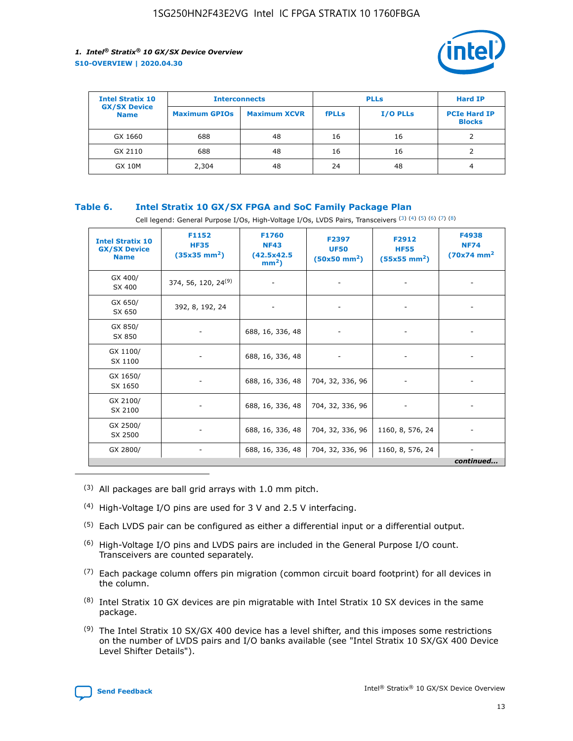| Intel Stratix 10 GX/SX Device Name | Interconnects | | PLLs | | Hard IP |
|---|---|---|---|---|---|
| | Maximum GPIOs | Maximum XCVR | fPLLs | I/O PLLs | PCIe Hard IP Blocks |
| GX 1660 | 688 | 48 | 16 | 16 | 2 |
| GX 2110 | 688 | 48 | 16 | 16 | 2 |
| GX 10M | 2,304 | 48 | 24 | 48 | 4 |

### Table 6. Intel Stratix 10 GX/SX FPGA and SoC Family Package Plan

Cell legend: General Purpose I/Os, High-Voltage I/Os, LVDS Pairs, Transceivers [(3)] [(4)] [(5)] [(6)] [(7)] [(8)]

| Intel Stratix 10 GX/SX Device Name | F1152 HF35 (35x35 mm²) | F1760 NF43 (42.5x42.5 mm²) | F2397 UF50 (50x50 mm²) | F2912 HF55 (55x55 mm²) | F4938 NF74 (70x74 mm²) |
|---|---|---|---|---|---|
| GX 400/ SX 400 | 374, 56, 120, 24[(9)] | - | - | - | - |
| GX 650/ SX 650 | 392, 8, 192, 24 | - | - | - | - |
| GX 850/ SX 850 | - | 688, 16, 336, 48 | - | - | - |
| GX 1100/ SX 1100 | - | 688, 16, 336, 48 | - | - | - |
| GX 1650/ SX 1650 | - | 688, 16, 336, 48 | 704, 32, 336, 96 | - | - |
| GX 2100/ SX 2100 | - | 688, 16, 336, 48 | 704, 32, 336, 96 | - | - |
| GX 2500/ SX 2500 | - | 688, 16, 336, 48 | 704, 32, 336, 96 | 1160, 8, 576, 24 | - |
| GX 2800/ | - | 688, 16, 336, 48 | 704, 32, 336, 96 | 1160, 8, 576, 24 | - |

*continued...*

(3) All packages are ball grid arrays with 1.0 mm pitch.

(4) High-Voltage I/O pins are used for 3 V and 2.5 V interfacing.

(5) Each LVDS pair can be configured as either a differential input or a differential output.

(6) High-Voltage I/O pins and LVDS pairs are included in the General Purpose I/O count. Transceivers are counted separately.

(7) Each package column offers pin migration (common circuit board footprint) for all devices in the column.

(8) Intel Stratix 10 GX devices are pin migratable with Intel Stratix 10 SX devices in the same package.

(9) The Intel Stratix 10 SX/GX 400 device has a level shifter, and this imposes some restrictions on the number of LVDS pairs and I/O banks available (see "Intel Stratix 10 SX/GX 400 Device Level Shifter Details").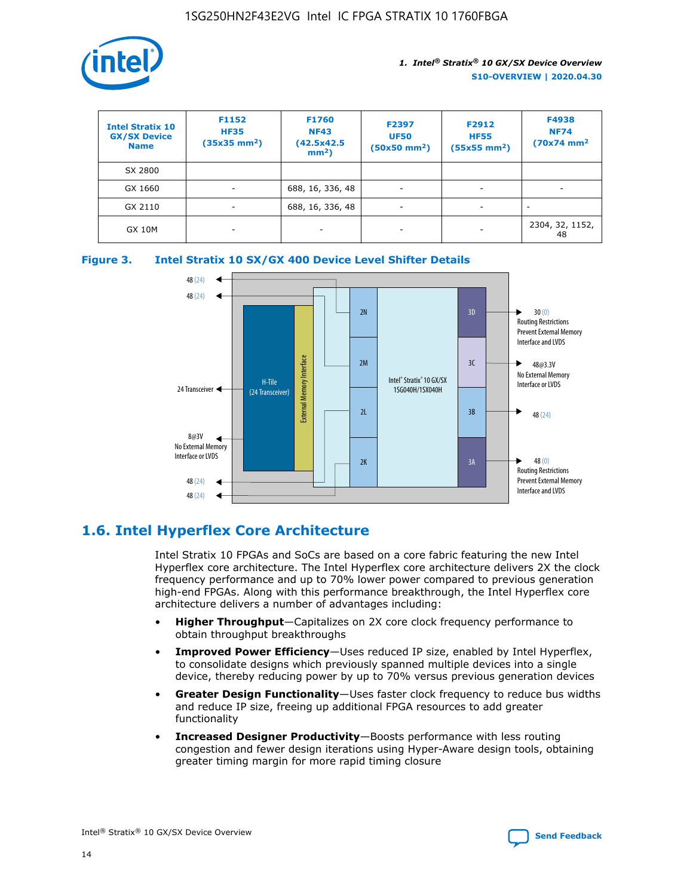| Intel Stratix 10 GX/SX Device Name | F1152 HF35 (35x35 mm$^2$) | F1760 NF43 (42.5x42.5 mm$^2$) | F2397 UF50 (50x50 mm$^2$) | F2912 HF55 (55x55 mm$^2$) | F4938 NF74 (70x74 mm$^2$ |
|---|---|---|---|---|---|
| SX 2800 | | | | | |
| GX 1660 | - | 688, 16, 336, 48 | - | - | - |
| GX 2110 | - | 688, 16, 336, 48 | - | - | - |
| GX 10M | - | - | - | - | 2304, 32, 1152, 48 |

**Figure 3. Intel Stratix 10 SX/GX 400 Device Level Shifter Details**

## 1.6. Intel Hyperflex Core Architecture

Intel Stratix 10 FPGAs and SoCs are based on a core fabric featuring the new Intel Hyperflex core architecture. The Intel Hyperflex core architecture delivers 2X the clock frequency performance and up to 70% lower power compared to previous generation high-end FPGAs. Along with this performance breakthrough, the Intel Hyperflex core architecture delivers a number of advantages including:

- **Higher Throughput**—Capitalizes on 2X core clock frequency performance to obtain throughput breakthroughs
- **Improved Power Efficiency**—Uses reduced IP size, enabled by Intel Hyperflex, to consolidate designs which previously spanned multiple devices into a single device, thereby reducing power by up to 70% versus previous generation devices
- **Greater Design Functionality**—Uses faster clock frequency to reduce bus widths and reduce IP size, freeing up additional FPGA resources to add greater functionality
- **Increased Designer Productivity**—Boosts performance with less routing congestion and fewer design iterations using Hyper-Aware design tools, obtaining greater timing margin for more rapid timing closure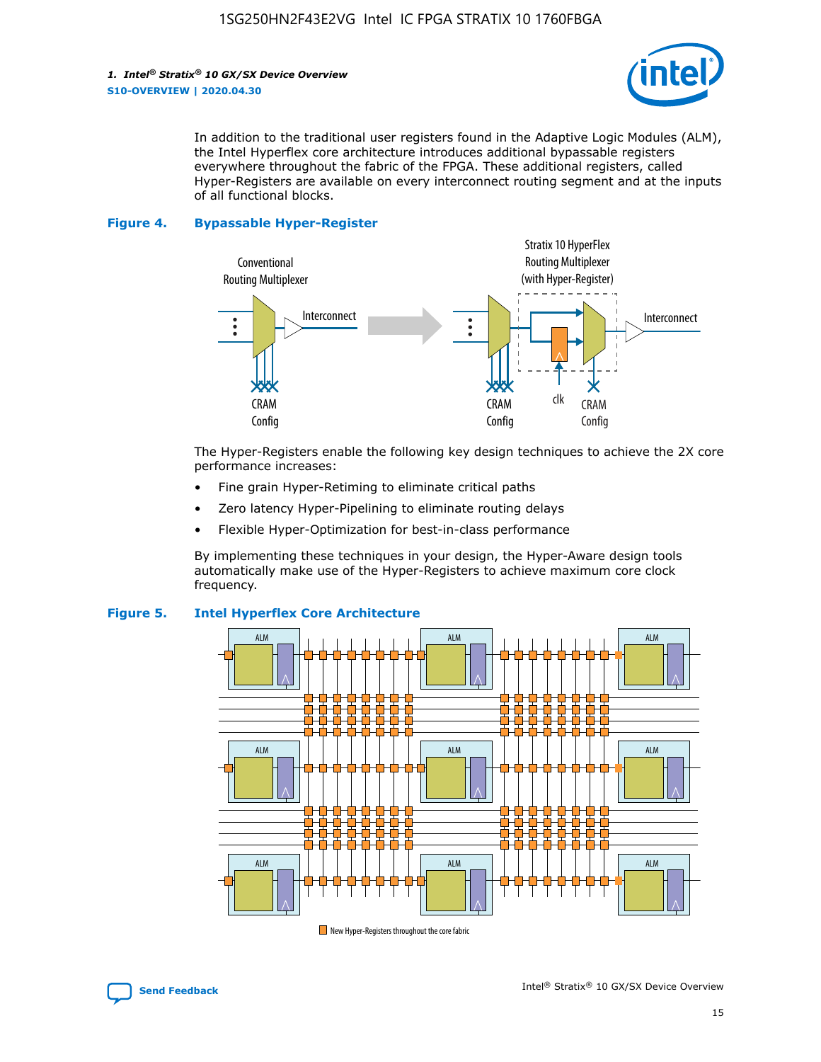In addition to the traditional user registers found in the Adaptive Logic Modules (ALM), the Intel Hyperflex core architecture introduces additional bypassable registers everywhere throughout the fabric of the FPGA. These additional registers, called Hyper-Registers are available on every interconnect routing segment and at the inputs of all functional blocks.

**Figure 4. Bypassable Hyper-Register**

The Hyper-Registers enable the following key design techniques to achieve the 2X core performance increases:

- Fine grain Hyper-Retiming to eliminate critical paths
- Zero latency Hyper-Pipelining to eliminate routing delays
- Flexible Hyper-Optimization for best-in-class performance

By implementing these techniques in your design, the Hyper-Aware design tools automatically make use of the Hyper-Registers to achieve maximum core clock frequency.

**Figure 5. Intel Hyperflex Core Architecture**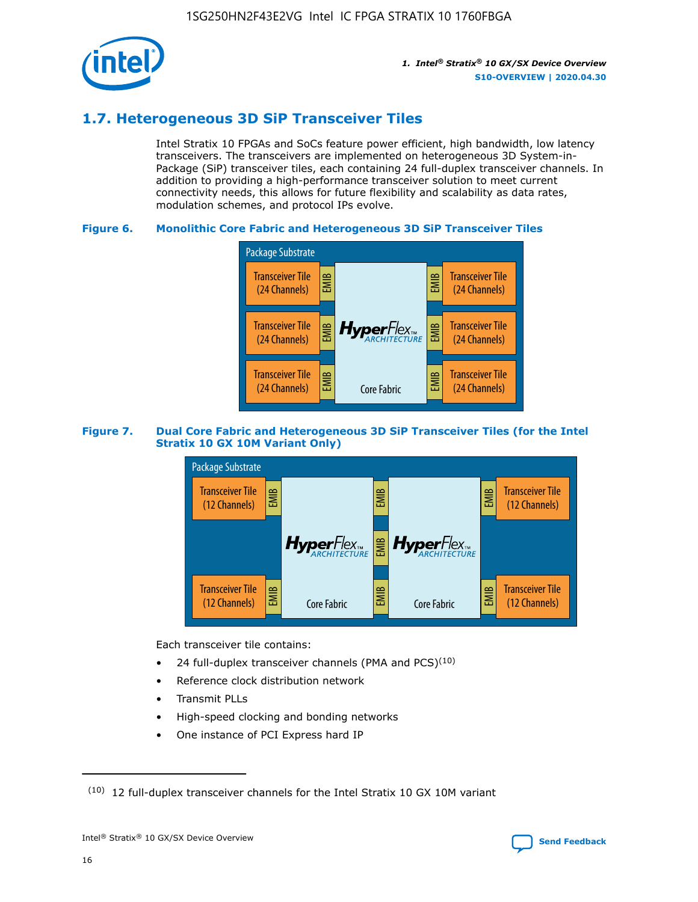## 1.7. Heterogeneous 3D SiP Transceiver Tiles

Intel Stratix 10 FPGAs and SoCs feature power efficient, high bandwidth, low latency transceivers. The transceivers are implemented on heterogeneous 3D System-in-Package (SiP) transceiver tiles, each containing 24 full-duplex transceiver channels. In addition to providing a high-performance transceiver solution to meet current connectivity needs, this allows for future flexibility and scalability as data rates, modulation schemes, and protocol IPs evolve.

**Figure 6. Monolithic Core Fabric and Heterogeneous 3D SiP Transceiver Tiles**

Package Substrate

Transceiver Tile (24 Channels) | EMIB | HyperFlex ARCHITECTURE Core Fabric | EMIB | Transceiver Tile (24 Channels)

Transceiver Tile (24 Channels) | EMIB | | EMIB | Transceiver Tile (24 Channels)

Transceiver Tile (24 Channels) | EMIB | | EMIB | Transceiver Tile (24 Channels)

**Figure 7. Dual Core Fabric and Heterogeneous 3D SiP Transceiver Tiles (for the Intel Stratix 10 GX 10M Variant Only)**

Package Substrate

Transceiver Tile (12 Channels) | EMIB | HyperFlex ARCHITECTURE Core Fabric | EMIB | HyperFlex ARCHITECTURE Core Fabric | EMIB | Transceiver Tile (12 Channels)

Transceiver Tile (12 Channels) | EMIB | | EMIB | | EMIB | Transceiver Tile (12 Channels)

Each transceiver tile contains:

- 24 full-duplex transceiver channels (PMA and PCS)[10]
- Reference clock distribution network
- Transmit PLLs
- High-speed clocking and bonding networks
- One instance of PCI Express hard IP

[10] 12 full-duplex transceiver channels for the Intel Stratix 10 GX 10M variant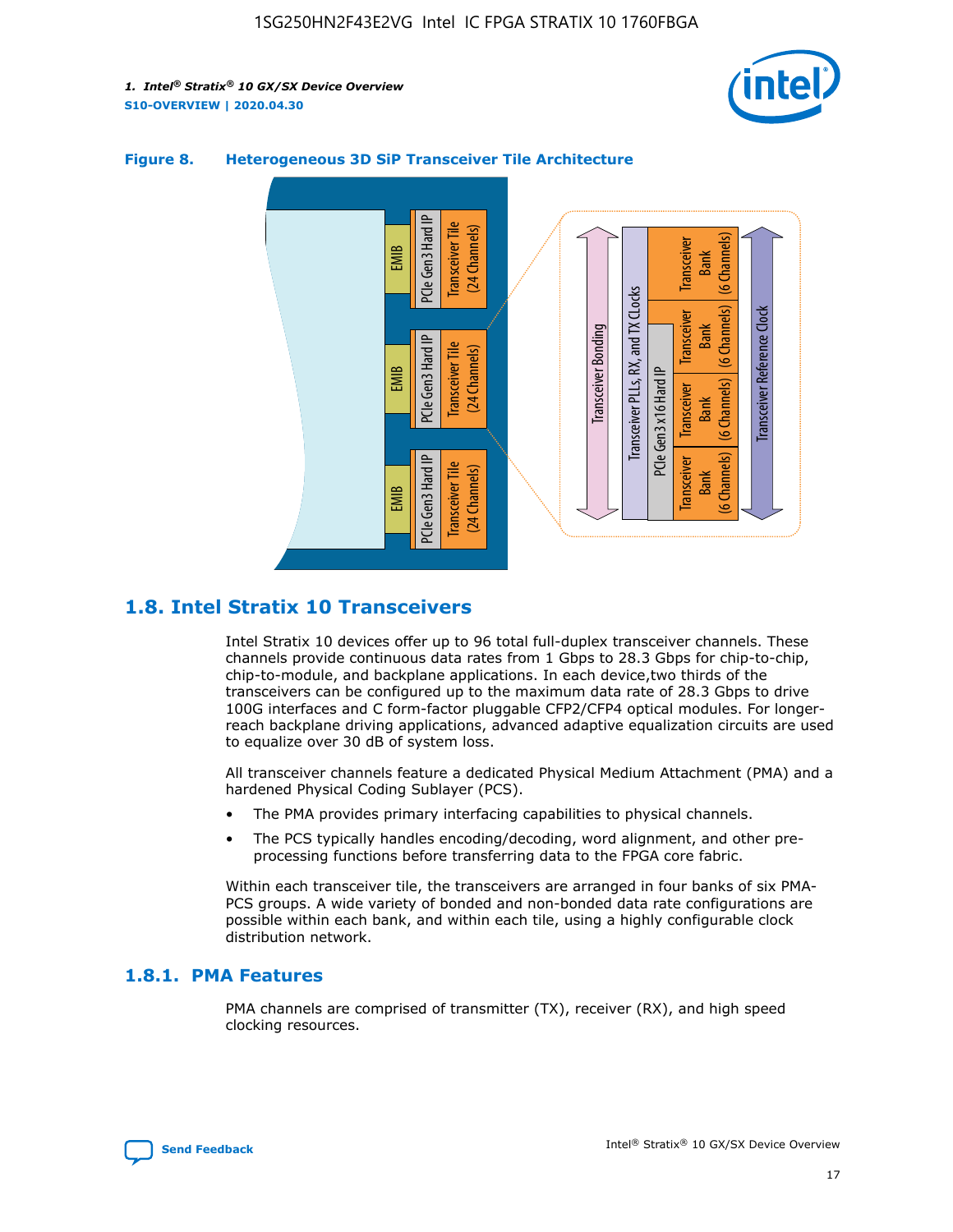**Figure 8. Heterogeneous 3D SiP Transceiver Tile Architecture**

## 1.8. Intel Stratix 10 Transceivers

Intel Stratix 10 devices offer up to 96 total full-duplex transceiver channels. These channels provide continuous data rates from 1 Gbps to 28.3 Gbps for chip-to-chip, chip-to-module, and backplane applications. In each device,two thirds of the transceivers can be configured up to the maximum data rate of 28.3 Gbps to drive 100G interfaces and C form-factor pluggable CFP2/CFP4 optical modules. For longer-reach backplane driving applications, advanced adaptive equalization circuits are used to equalize over 30 dB of system loss.

All transceiver channels feature a dedicated Physical Medium Attachment (PMA) and a hardened Physical Coding Sublayer (PCS).

- The PMA provides primary interfacing capabilities to physical channels.
- The PCS typically handles encoding/decoding, word alignment, and other pre-processing functions before transferring data to the FPGA core fabric.

Within each transceiver tile, the transceivers are arranged in four banks of six PMA-PCS groups. A wide variety of bonded and non-bonded data rate configurations are possible within each bank, and within each tile, using a highly configurable clock distribution network.

### 1.8.1. PMA Features

PMA channels are comprised of transmitter (TX), receiver (RX), and high speed clocking resources.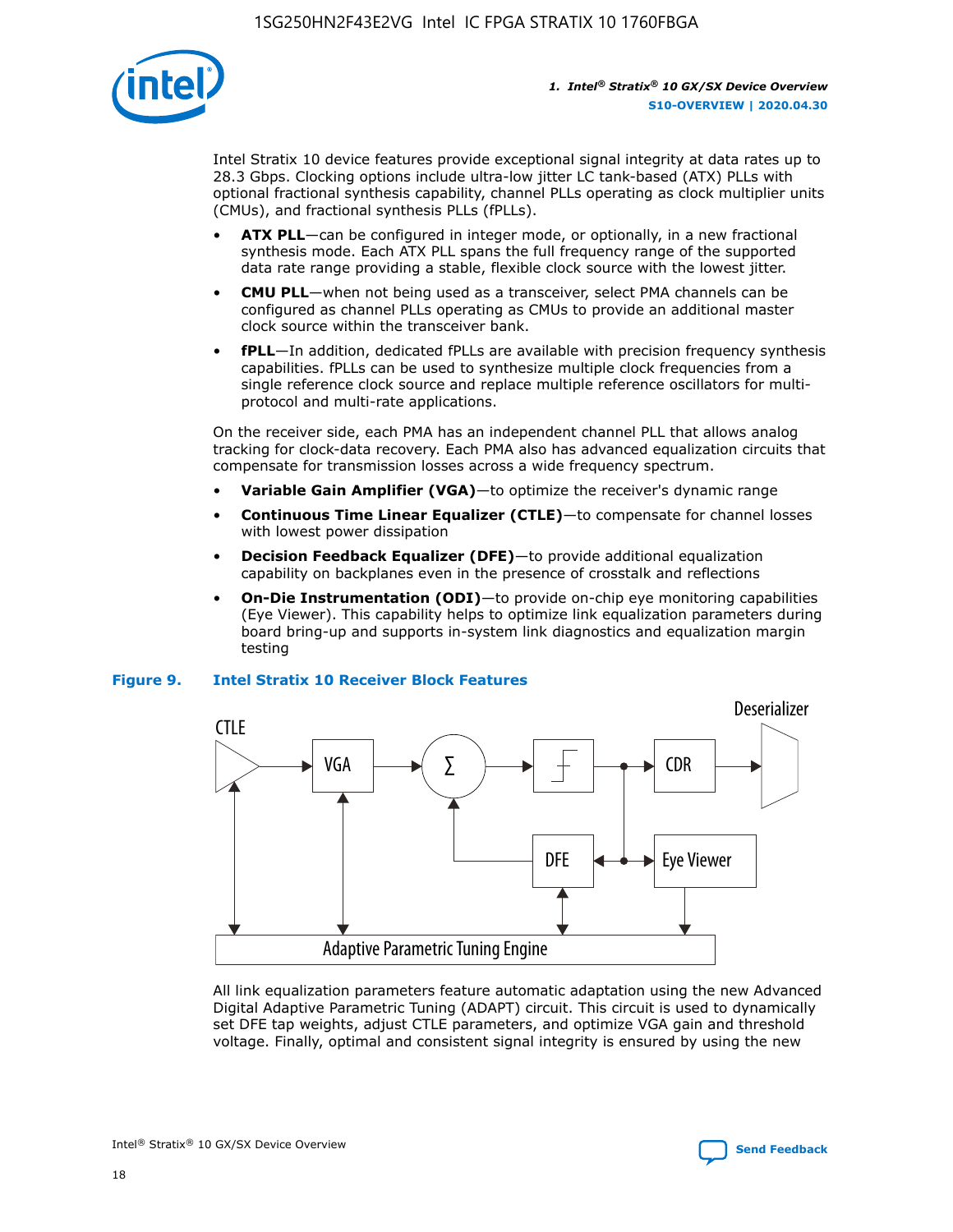Intel Stratix 10 device features provide exceptional signal integrity at data rates up to 28.3 Gbps. Clocking options include ultra-low jitter LC tank-based (ATX) PLLs with optional fractional synthesis capability, channel PLLs operating as clock multiplier units (CMUs), and fractional synthesis PLLs (fPLLs).

- **ATX PLL**—can be configured in integer mode, or optionally, in a new fractional synthesis mode. Each ATX PLL spans the full frequency range of the supported data rate range providing a stable, flexible clock source with the lowest jitter.
- **CMU PLL**—when not being used as a transceiver, select PMA channels can be configured as channel PLLs operating as CMUs to provide an additional master clock source within the transceiver bank.
- **fPLL**—In addition, dedicated fPLLs are available with precision frequency synthesis capabilities. fPLLs can be used to synthesize multiple clock frequencies from a single reference clock source and replace multiple reference oscillators for multi-protocol and multi-rate applications.

On the receiver side, each PMA has an independent channel PLL that allows analog tracking for clock-data recovery. Each PMA also has advanced equalization circuits that compensate for transmission losses across a wide frequency spectrum.

- **Variable Gain Amplifier (VGA)**—to optimize the receiver's dynamic range
- **Continuous Time Linear Equalizer (CTLE)**—to compensate for channel losses with lowest power dissipation
- **Decision Feedback Equalizer (DFE)**—to provide additional equalization capability on backplanes even in the presence of crosstalk and reflections
- **On-Die Instrumentation (ODI)**—to provide on-chip eye monitoring capabilities (Eye Viewer). This capability helps to optimize link equalization parameters during board bring-up and supports in-system link diagnostics and equalization margin testing

**Figure 9. Intel Stratix 10 Receiver Block Features**

All link equalization parameters feature automatic adaptation using the new Advanced Digital Adaptive Parametric Tuning (ADAPT) circuit. This circuit is used to dynamically set DFE tap weights, adjust CTLE parameters, and optimize VGA gain and threshold voltage. Finally, optimal and consistent signal integrity is ensured by using the new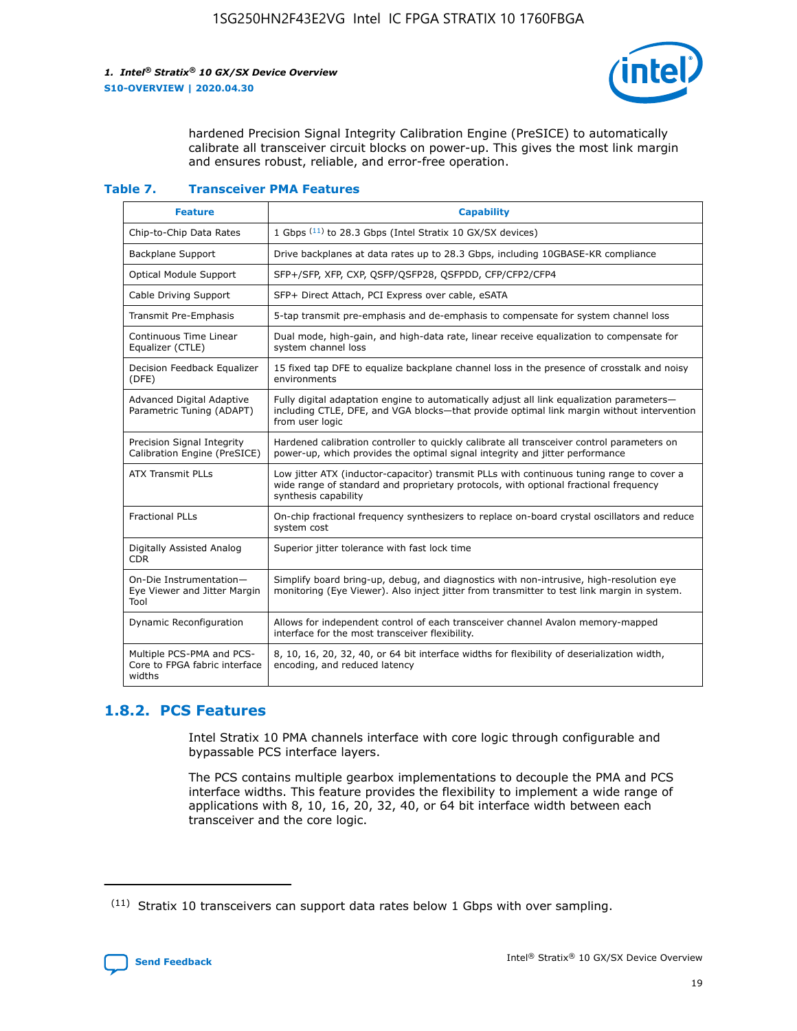hardened Precision Signal Integrity Calibration Engine (PreSICE) to automatically calibrate all transceiver circuit blocks on power-up. This gives the most link margin and ensures robust, reliable, and error-free operation.

**Table 7. Transceiver PMA Features**

| Feature | Capability |
|---|---|
| Chip-to-Chip Data Rates | 1 Gbps [11] to 28.3 Gbps (Intel Stratix 10 GX/SX devices) |
| Backplane Support | Drive backplanes at data rates up to 28.3 Gbps, including 10GBASE-KR compliance |
| Optical Module Support | SFP+/SFP, XFP, CXP, QSFP/QSFP28, QSFPDD, CFP/CFP2/CFP4 |
| Cable Driving Support | SFP+ Direct Attach, PCI Express over cable, eSATA |
| Transmit Pre-Emphasis | 5-tap transmit pre-emphasis and de-emphasis to compensate for system channel loss |
| Continuous Time Linear Equalizer (CTLE) | Dual mode, high-gain, and high-data rate, linear receive equalization to compensate for system channel loss |
| Decision Feedback Equalizer (DFE) | 15 fixed tap DFE to equalize backplane channel loss in the presence of crosstalk and noisy environments |
| Advanced Digital Adaptive Parametric Tuning (ADAPT) | Fully digital adaptation engine to automatically adjust all link equalization parameters—including CTLE, DFE, and VGA blocks—that provide optimal link margin without intervention from user logic |
| Precision Signal Integrity Calibration Engine (PreSICE) | Hardened calibration controller to quickly calibrate all transceiver control parameters on power-up, which provides the optimal signal integrity and jitter performance |
| ATX Transmit PLLs | Low jitter ATX (inductor-capacitor) transmit PLLs with continuous tuning range to cover a wide range of standard and proprietary protocols, with optional fractional frequency synthesis capability |
| Fractional PLLs | On-chip fractional frequency synthesizers to replace on-board crystal oscillators and reduce system cost |
| Digitally Assisted Analog CDR | Superior jitter tolerance with fast lock time |
| On-Die Instrumentation—Eye Viewer and Jitter Margin Tool | Simplify board bring-up, debug, and diagnostics with non-intrusive, high-resolution eye monitoring (Eye Viewer). Also inject jitter from transmitter to test link margin in system. |
| Dynamic Reconfiguration | Allows for independent control of each transceiver channel Avalon memory-mapped interface for the most transceiver flexibility. |
| Multiple PCS-PMA and PCS-Core to FPGA fabric interface widths | 8, 10, 16, 20, 32, 40, or 64 bit interface widths for flexibility of deserialization width, encoding, and reduced latency |

## 1.8.2. PCS Features

Intel Stratix 10 PMA channels interface with core logic through configurable and bypassable PCS interface layers.

The PCS contains multiple gearbox implementations to decouple the PMA and PCS interface widths. This feature provides the flexibility to implement a wide range of applications with 8, 10, 16, 20, 32, 40, or 64 bit interface width between each transceiver and the core logic.

[11] Stratix 10 transceivers can support data rates below 1 Gbps with over sampling.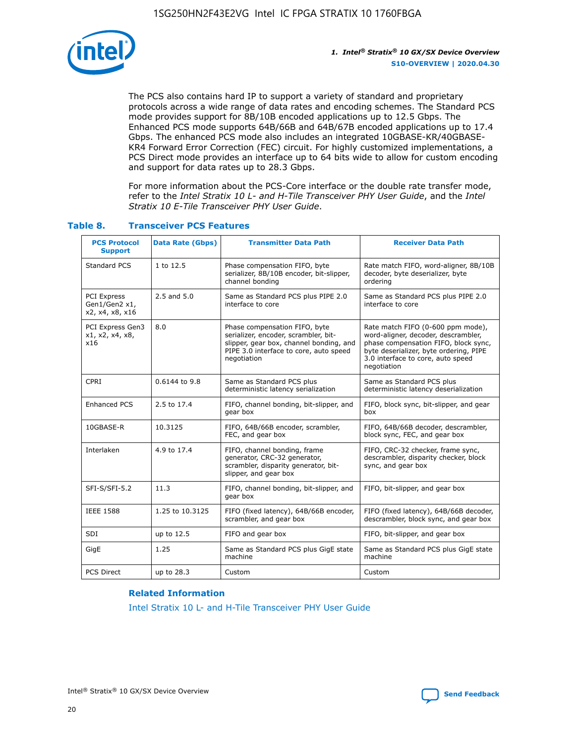The PCS also contains hard IP to support a variety of standard and proprietary protocols across a wide range of data rates and encoding schemes. The Standard PCS mode provides support for 8B/10B encoded applications up to 12.5 Gbps. The Enhanced PCS mode supports 64B/66B and 64B/67B encoded applications up to 17.4 Gbps. The enhanced PCS mode also includes an integrated 10GBASE-KR/40GBASE-KR4 Forward Error Correction (FEC) circuit. For highly customized implementations, a PCS Direct mode provides an interface up to 64 bits wide to allow for custom encoding and support for data rates up to 28.3 Gbps.

For more information about the PCS-Core interface or the double rate transfer mode, refer to the *Intel Stratix 10 L- and H-Tile Transceiver PHY User Guide*, and the *Intel Stratix 10 E-Tile Transceiver PHY User Guide*.

### Table 8. Transceiver PCS Features

| PCS Protocol Support | Data Rate (Gbps) | Transmitter Data Path | Receiver Data Path |
|---|---|---|---|
| Standard PCS | 1 to 12.5 | Phase compensation FIFO, byte serializer, 8B/10B encoder, bit-slipper, channel bonding | Rate match FIFO, word-aligner, 8B/10B decoder, byte deserializer, byte ordering |
| PCI Express Gen1/Gen2 x1, x2, x4, x8, x16 | 2.5 and 5.0 | Same as Standard PCS plus PIPE 2.0 interface to core | Same as Standard PCS plus PIPE 2.0 interface to core |
| PCI Express Gen3 x1, x2, x4, x8, x16 | 8.0 | Phase compensation FIFO, byte serializer, encoder, scrambler, bit-slipper, gear box, channel bonding, and PIPE 3.0 interface to core, auto speed negotiation | Rate match FIFO (0-600 ppm mode), word-aligner, decoder, descrambler, phase compensation FIFO, block sync, byte deserializer, byte ordering, PIPE 3.0 interface to core, auto speed negotiation |
| CPRI | 0.6144 to 9.8 | Same as Standard PCS plus deterministic latency serialization | Same as Standard PCS plus deterministic latency deserialization |
| Enhanced PCS | 2.5 to 17.4 | FIFO, channel bonding, bit-slipper, and gear box | FIFO, block sync, bit-slipper, and gear box |
| 10GBASE-R | 10.3125 | FIFO, 64B/66B encoder, scrambler, FEC, and gear box | FIFO, 64B/66B decoder, descrambler, block sync, FEC, and gear box |
| Interlaken | 4.9 to 17.4 | FIFO, channel bonding, frame generator, CRC-32 generator, scrambler, disparity generator, bit-slipper, and gear box | FIFO, CRC-32 checker, frame sync, descrambler, disparity checker, block sync, and gear box |
| SFI-S/SFI-5.2 | 11.3 | FIFO, channel bonding, bit-slipper, and gear box | FIFO, bit-slipper, and gear box |
| IEEE 1588 | 1.25 to 10.3125 | FIFO (fixed latency), 64B/66B encoder, scrambler, and gear box | FIFO (fixed latency), 64B/66B decoder, descrambler, block sync, and gear box |
| SDI | up to 12.5 | FIFO and gear box | FIFO, bit-slipper, and gear box |
| GigE | 1.25 | Same as Standard PCS plus GigE state machine | Same as Standard PCS plus GigE state machine |
| PCS Direct | up to 28.3 | Custom | Custom |

#### Related Information

Intel Stratix 10 L- and H-Tile Transceiver PHY User Guide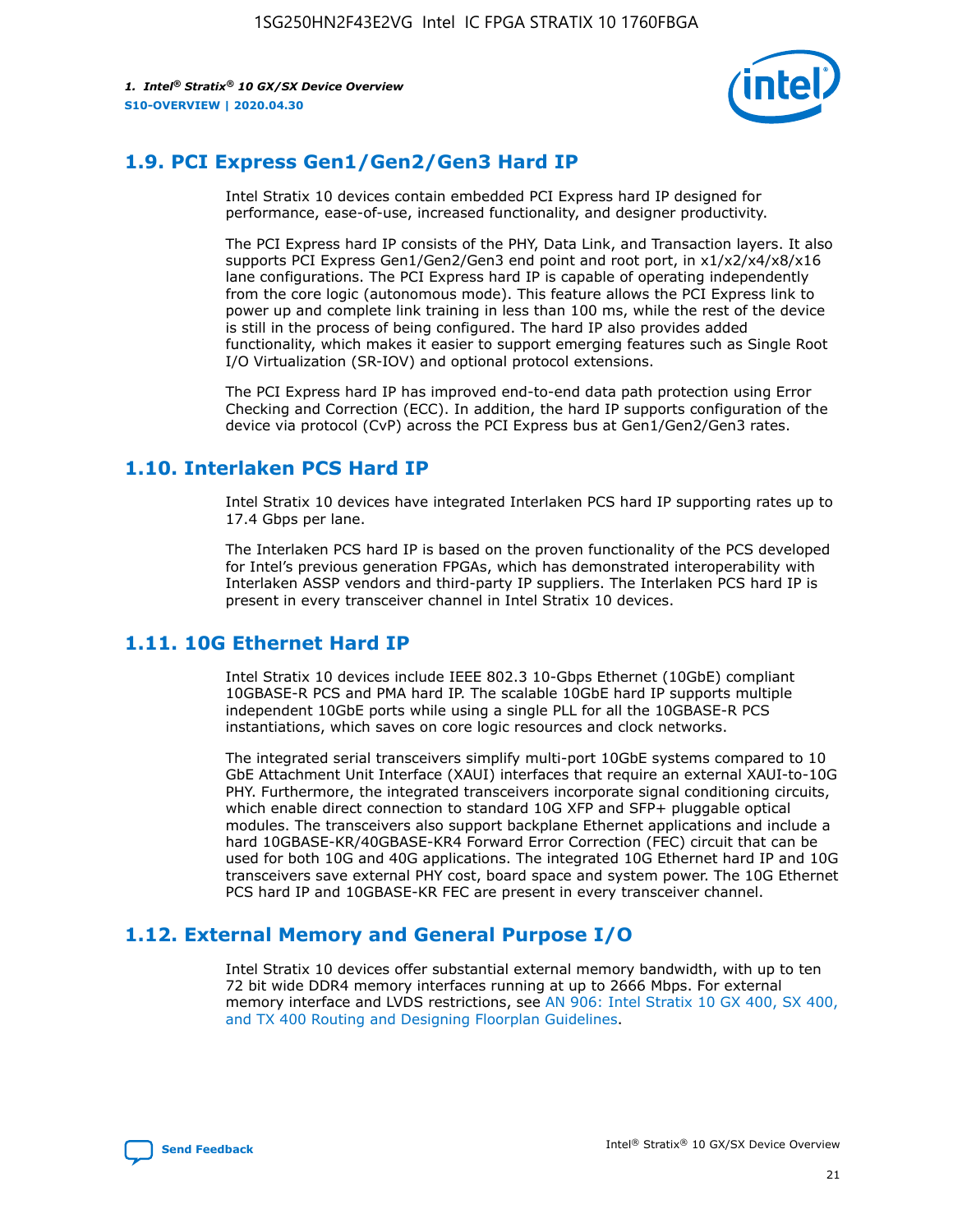## 1.9. PCI Express Gen1/Gen2/Gen3 Hard IP

Intel Stratix 10 devices contain embedded PCI Express hard IP designed for performance, ease-of-use, increased functionality, and designer productivity.

The PCI Express hard IP consists of the PHY, Data Link, and Transaction layers. It also supports PCI Express Gen1/Gen2/Gen3 end point and root port, in x1/x2/x4/x8/x16 lane configurations. The PCI Express hard IP is capable of operating independently from the core logic (autonomous mode). This feature allows the PCI Express link to power up and complete link training in less than 100 ms, while the rest of the device is still in the process of being configured. The hard IP also provides added functionality, which makes it easier to support emerging features such as Single Root I/O Virtualization (SR-IOV) and optional protocol extensions.

The PCI Express hard IP has improved end-to-end data path protection using Error Checking and Correction (ECC). In addition, the hard IP supports configuration of the device via protocol (CvP) across the PCI Express bus at Gen1/Gen2/Gen3 rates.

## 1.10. Interlaken PCS Hard IP

Intel Stratix 10 devices have integrated Interlaken PCS hard IP supporting rates up to 17.4 Gbps per lane.

The Interlaken PCS hard IP is based on the proven functionality of the PCS developed for Intel's previous generation FPGAs, which has demonstrated interoperability with Interlaken ASSP vendors and third-party IP suppliers. The Interlaken PCS hard IP is present in every transceiver channel in Intel Stratix 10 devices.

## 1.11. 10G Ethernet Hard IP

Intel Stratix 10 devices include IEEE 802.3 10-Gbps Ethernet (10GbE) compliant 10GBASE-R PCS and PMA hard IP. The scalable 10GbE hard IP supports multiple independent 10GbE ports while using a single PLL for all the 10GBASE-R PCS instantiations, which saves on core logic resources and clock networks.

The integrated serial transceivers simplify multi-port 10GbE systems compared to 10 GbE Attachment Unit Interface (XAUI) interfaces that require an external XAUI-to-10G PHY. Furthermore, the integrated transceivers incorporate signal conditioning circuits, which enable direct connection to standard 10G XFP and SFP+ pluggable optical modules. The transceivers also support backplane Ethernet applications and include a hard 10GBASE-KR/40GBASE-KR4 Forward Error Correction (FEC) circuit that can be used for both 10G and 40G applications. The integrated 10G Ethernet hard IP and 10G transceivers save external PHY cost, board space and system power. The 10G Ethernet PCS hard IP and 10GBASE-KR FEC are present in every transceiver channel.

## 1.12. External Memory and General Purpose I/O

Intel Stratix 10 devices offer substantial external memory bandwidth, with up to ten 72 bit wide DDR4 memory interfaces running at up to 2666 Mbps. For external memory interface and LVDS restrictions, see AN 906: Intel Stratix 10 GX 400, SX 400, and TX 400 Routing and Designing Floorplan Guidelines.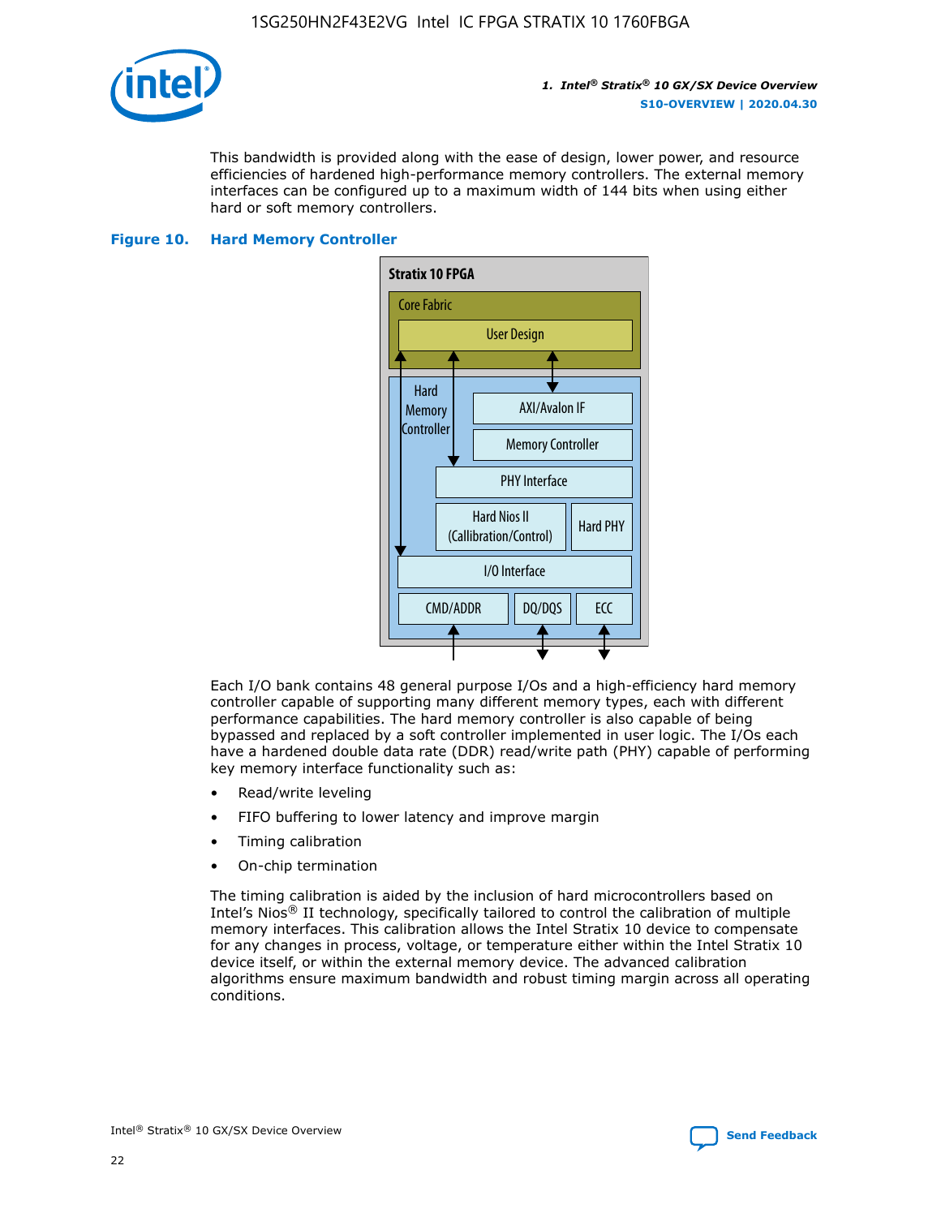This bandwidth is provided along with the ease of design, lower power, and resource efficiencies of hardened high-performance memory controllers. The external memory interfaces can be configured up to a maximum width of 144 bits when using either hard or soft memory controllers.

**Figure 10. Hard Memory Controller**

Each I/O bank contains 48 general purpose I/Os and a high-efficiency hard memory controller capable of supporting many different memory types, each with different performance capabilities. The hard memory controller is also capable of being bypassed and replaced by a soft controller implemented in user logic. The I/Os each have a hardened double data rate (DDR) read/write path (PHY) capable of performing key memory interface functionality such as:

- Read/write leveling
- FIFO buffering to lower latency and improve margin
- Timing calibration
- On-chip termination

The timing calibration is aided by the inclusion of hard microcontrollers based on Intel's Nios® II technology, specifically tailored to control the calibration of multiple memory interfaces. This calibration allows the Intel Stratix 10 device to compensate for any changes in process, voltage, or temperature either within the Intel Stratix 10 device itself, or within the external memory device. The advanced calibration algorithms ensure maximum bandwidth and robust timing margin across all operating conditions.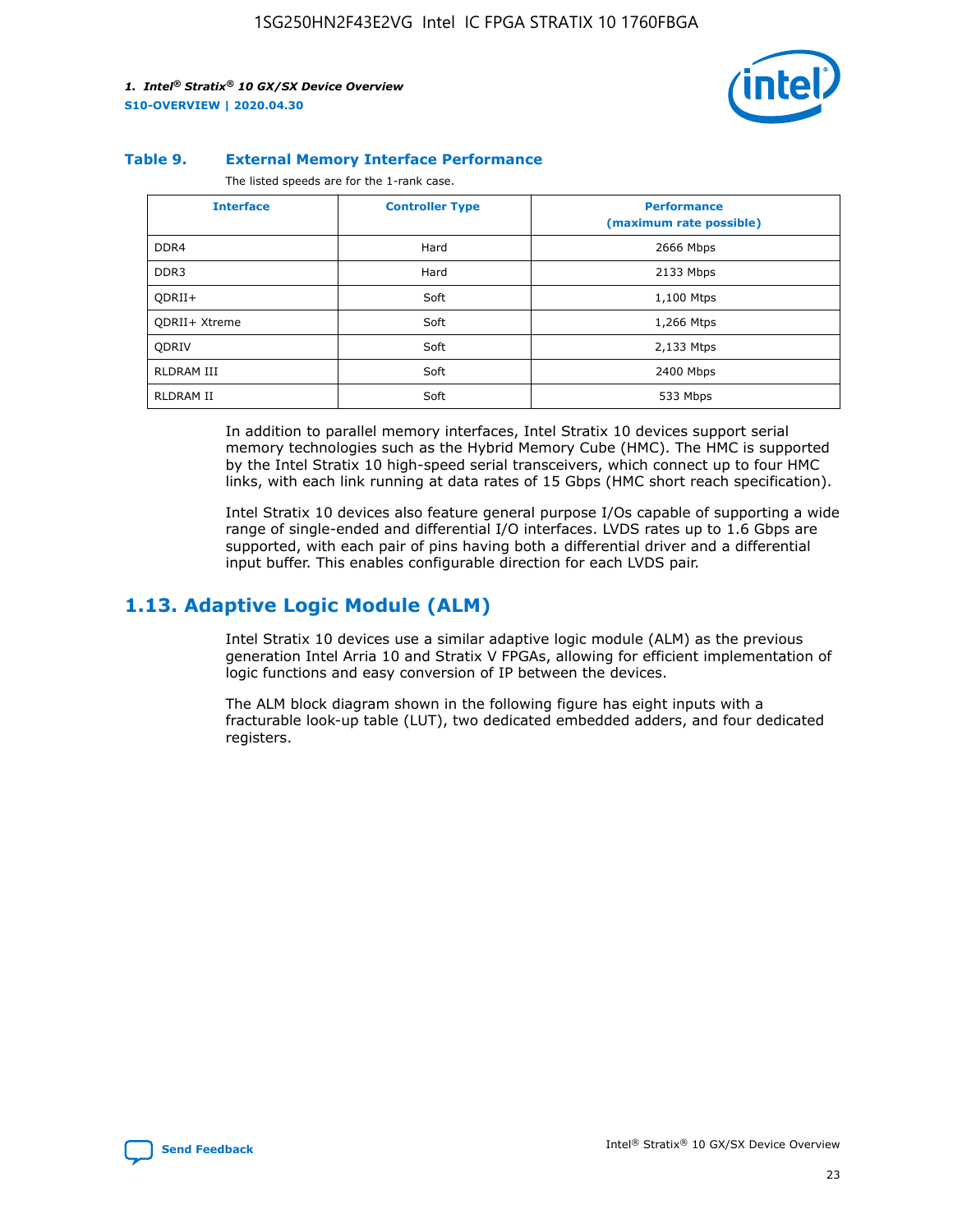**Table 9. External Memory Interface Performance**

The listed speeds are for the 1-rank case.

| Interface | Controller Type | Performance (maximum rate possible) |
|---|---|---|
| DDR4 | Hard | 2666 Mbps |
| DDR3 | Hard | 2133 Mbps |
| QDRII+ | Soft | 1,100 Mtps |
| QDRII+ Xtreme | Soft | 1,266 Mtps |
| QDRIV | Soft | 2,133 Mtps |
| RLDRAM III | Soft | 2400 Mbps |
| RLDRAM II | Soft | 533 Mbps |

In addition to parallel memory interfaces, Intel Stratix 10 devices support serial memory technologies such as the Hybrid Memory Cube (HMC). The HMC is supported by the Intel Stratix 10 high-speed serial transceivers, which connect up to four HMC links, with each link running at data rates of 15 Gbps (HMC short reach specification).

Intel Stratix 10 devices also feature general purpose I/Os capable of supporting a wide range of single-ended and differential I/O interfaces. LVDS rates up to 1.6 Gbps are supported, with each pair of pins having both a differential driver and a differential input buffer. This enables configurable direction for each LVDS pair.

## 1.13. Adaptive Logic Module (ALM)

Intel Stratix 10 devices use a similar adaptive logic module (ALM) as the previous generation Intel Arria 10 and Stratix V FPGAs, allowing for efficient implementation of logic functions and easy conversion of IP between the devices.

The ALM block diagram shown in the following figure has eight inputs with a fracturable look-up table (LUT), two dedicated embedded adders, and four dedicated registers.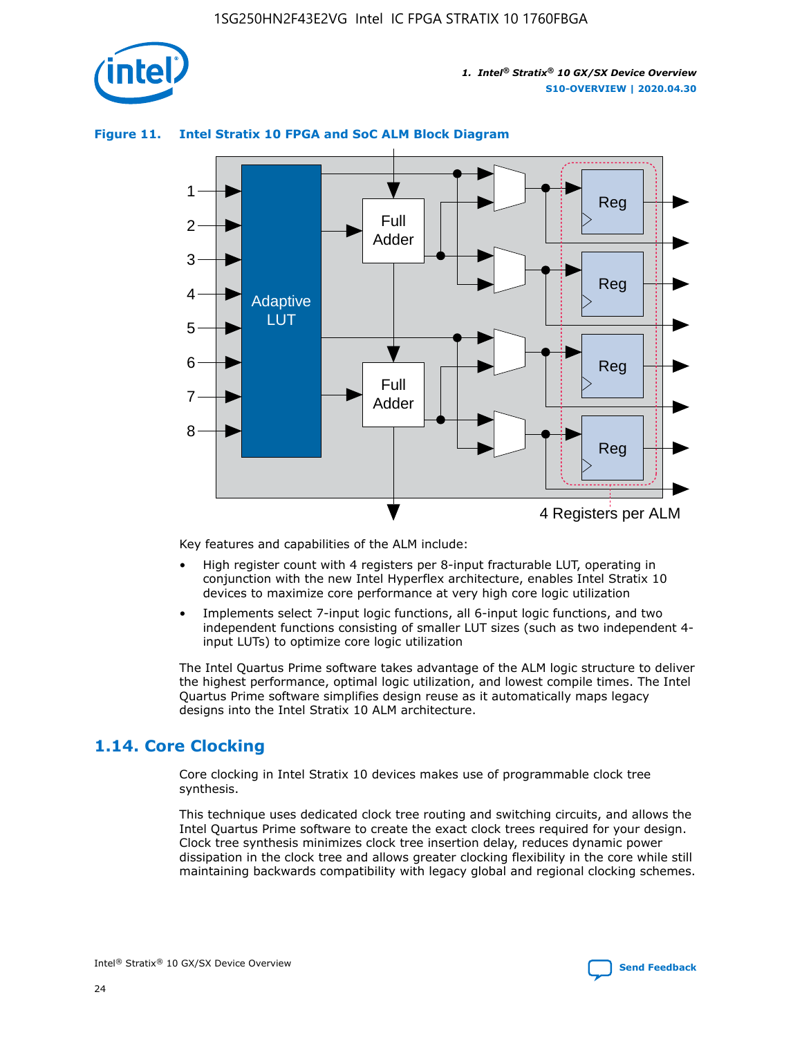**Figure 11. Intel Stratix 10 FPGA and SoC ALM Block Diagram**

Key features and capabilities of the ALM include:

- High register count with 4 registers per 8-input fracturable LUT, operating in conjunction with the new Intel Hyperflex architecture, enables Intel Stratix 10 devices to maximize core performance at very high core logic utilization
- Implements select 7-input logic functions, all 6-input logic functions, and two independent functions consisting of smaller LUT sizes (such as two independent 4-input LUTs) to optimize core logic utilization

The Intel Quartus Prime software takes advantage of the ALM logic structure to deliver the highest performance, optimal logic utilization, and lowest compile times. The Intel Quartus Prime software simplifies design reuse as it automatically maps legacy designs into the Intel Stratix 10 ALM architecture.

## 1.14. Core Clocking

Core clocking in Intel Stratix 10 devices makes use of programmable clock tree synthesis.

This technique uses dedicated clock tree routing and switching circuits, and allows the Intel Quartus Prime software to create the exact clock trees required for your design. Clock tree synthesis minimizes clock tree insertion delay, reduces dynamic power dissipation in the clock tree and allows greater clocking flexibility in the core while still maintaining backwards compatibility with legacy global and regional clocking schemes.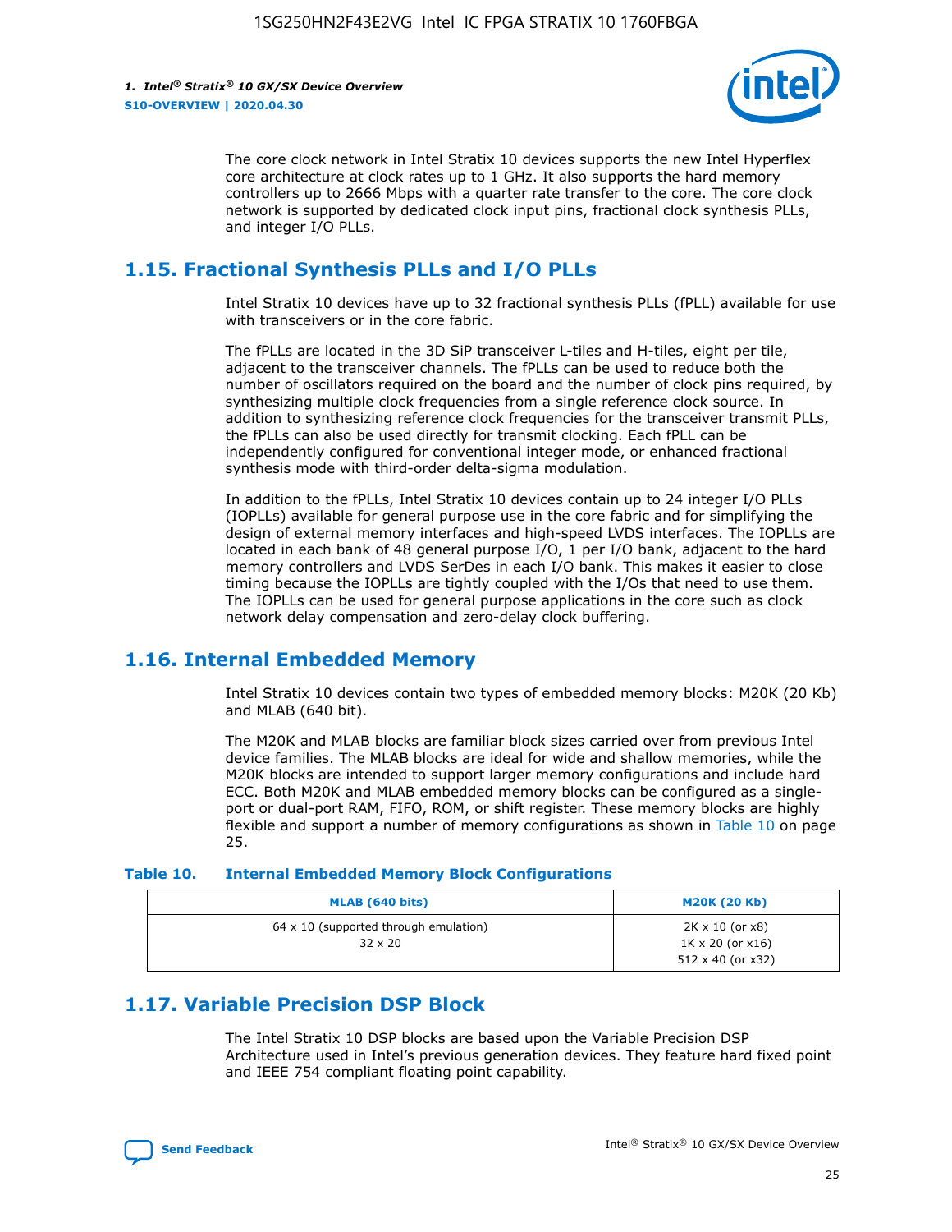The core clock network in Intel Stratix 10 devices supports the new Intel Hyperflex core architecture at clock rates up to 1 GHz. It also supports the hard memory controllers up to 2666 Mbps with a quarter rate transfer to the core. The core clock network is supported by dedicated clock input pins, fractional clock synthesis PLLs, and integer I/O PLLs.

## 1.15. Fractional Synthesis PLLs and I/O PLLs

Intel Stratix 10 devices have up to 32 fractional synthesis PLLs (fPLL) available for use with transceivers or in the core fabric.

The fPLLs are located in the 3D SiP transceiver L-tiles and H-tiles, eight per tile, adjacent to the transceiver channels. The fPLLs can be used to reduce both the number of oscillators required on the board and the number of clock pins required, by synthesizing multiple clock frequencies from a single reference clock source. In addition to synthesizing reference clock frequencies for the transceiver transmit PLLs, the fPLLs can also be used directly for transmit clocking. Each fPLL can be independently configured for conventional integer mode, or enhanced fractional synthesis mode with third-order delta-sigma modulation.

In addition to the fPLLs, Intel Stratix 10 devices contain up to 24 integer I/O PLLs (IOPLLs) available for general purpose use in the core fabric and for simplifying the design of external memory interfaces and high-speed LVDS interfaces. The IOPLLs are located in each bank of 48 general purpose I/O, 1 per I/O bank, adjacent to the hard memory controllers and LVDS SerDes in each I/O bank. This makes it easier to close timing because the IOPLLs are tightly coupled with the I/Os that need to use them. The IOPLLs can be used for general purpose applications in the core such as clock network delay compensation and zero-delay clock buffering.

## 1.16. Internal Embedded Memory

Intel Stratix 10 devices contain two types of embedded memory blocks: M20K (20 Kb) and MLAB (640 bit).

The M20K and MLAB blocks are familiar block sizes carried over from previous Intel device families. The MLAB blocks are ideal for wide and shallow memories, while the M20K blocks are intended to support larger memory configurations and include hard ECC. Both M20K and MLAB embedded memory blocks can be configured as a single-port or dual-port RAM, FIFO, ROM, or shift register. These memory blocks are highly flexible and support a number of memory configurations as shown in Table 10 on page 25.

**Table 10. Internal Embedded Memory Block Configurations**

| MLAB (640 bits) | M20K (20 Kb) |
| --- | --- |
| 64 x 10 (supported through emulation)<br>32 x 20 | 2K x 10 (or x8)<br>1K x 20 (or x16)<br>512 x 40 (or x32) |

## 1.17. Variable Precision DSP Block

The Intel Stratix 10 DSP blocks are based upon the Variable Precision DSP Architecture used in Intel's previous generation devices. They feature hard fixed point and IEEE 754 compliant floating point capability.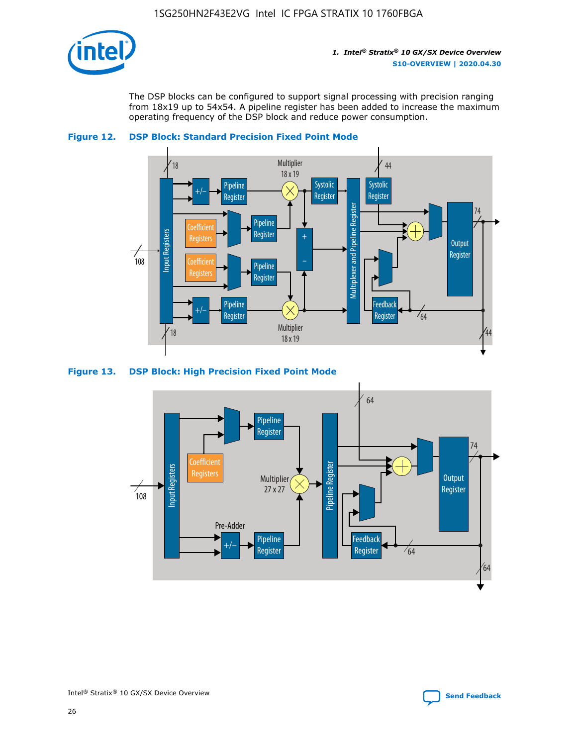The DSP blocks can be configured to support signal processing with precision ranging from 18x19 up to 54x54. A pipeline register has been added to increase the maximum operating frequency of the DSP block and reduce power consumption.

**Figure 12. DSP Block: Standard Precision Fixed Point Mode**

**Figure 13. DSP Block: High Precision Fixed Point Mode**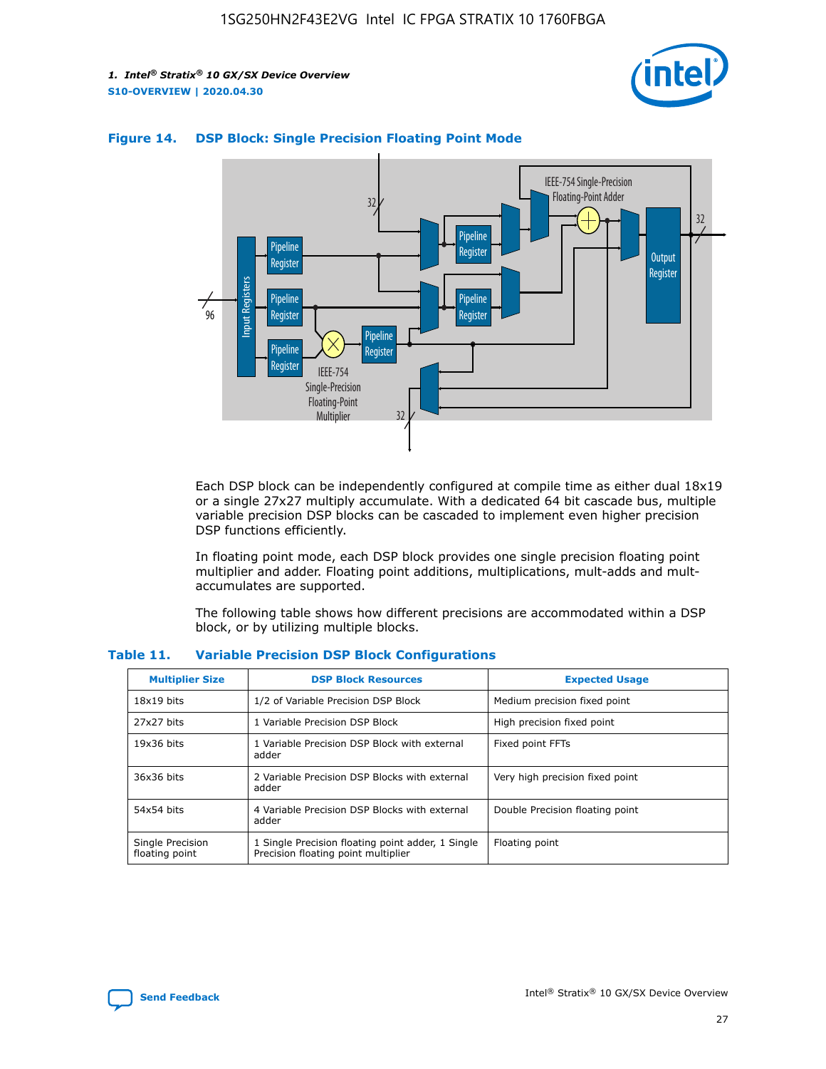**Figure 14. DSP Block: Single Precision Floating Point Mode**

Each DSP block can be independently configured at compile time as either dual 18x19 or a single 27x27 multiply accumulate. With a dedicated 64 bit cascade bus, multiple variable precision DSP blocks can be cascaded to implement even higher precision DSP functions efficiently.

In floating point mode, each DSP block provides one single precision floating point multiplier and adder. Floating point additions, multiplications, mult-adds and mult-accumulates are supported.

The following table shows how different precisions are accommodated within a DSP block, or by utilizing multiple blocks.

**Table 11. Variable Precision DSP Block Configurations**

| Multiplier Size | DSP Block Resources | Expected Usage |
| --- | --- | --- |
| 18x19 bits | 1/2 of Variable Precision DSP Block | Medium precision fixed point |
| 27x27 bits | 1 Variable Precision DSP Block | High precision fixed point |
| 19x36 bits | 1 Variable Precision DSP Block with external adder | Fixed point FFTs |
| 36x36 bits | 2 Variable Precision DSP Blocks with external adder | Very high precision fixed point |
| 54x54 bits | 4 Variable Precision DSP Blocks with external adder | Double Precision floating point |
| Single Precision floating point | 1 Single Precision floating point adder, 1 Single Precision floating point multiplier | Floating point |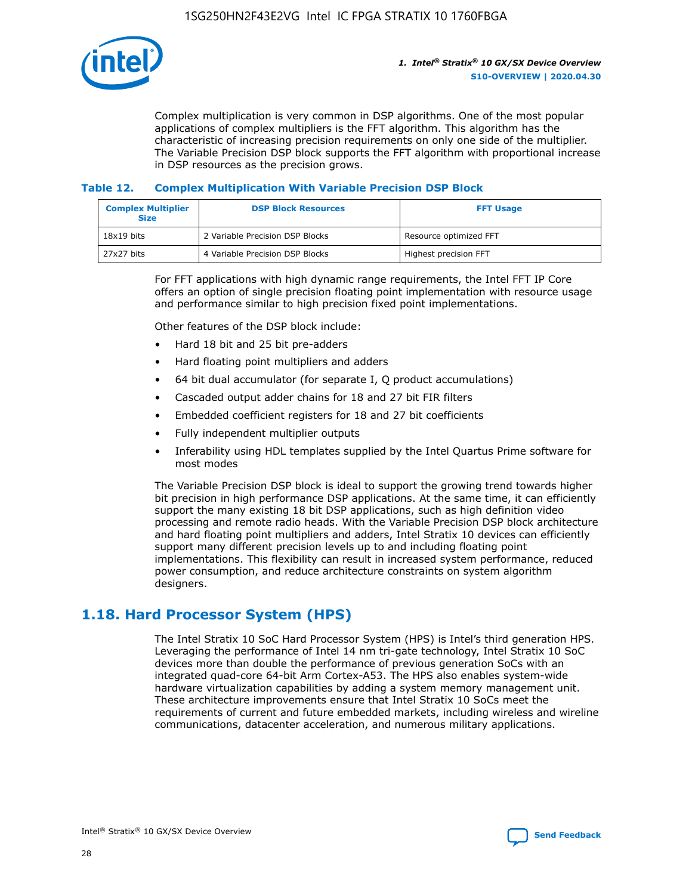Complex multiplication is very common in DSP algorithms. One of the most popular applications of complex multipliers is the FFT algorithm. This algorithm has the characteristic of increasing precision requirements on only one side of the multiplier. The Variable Precision DSP block supports the FFT algorithm with proportional increase in DSP resources as the precision grows.

**Table 12. Complex Multiplication With Variable Precision DSP Block**

| Complex Multiplier Size | DSP Block Resources | FFT Usage |
|---|---|---|
| 18x19 bits | 2 Variable Precision DSP Blocks | Resource optimized FFT |
| 27x27 bits | 4 Variable Precision DSP Blocks | Highest precision FFT |

For FFT applications with high dynamic range requirements, the Intel FFT IP Core offers an option of single precision floating point implementation with resource usage and performance similar to high precision fixed point implementations.

Other features of the DSP block include:

- Hard 18 bit and 25 bit pre-adders
- Hard floating point multipliers and adders
- 64 bit dual accumulator (for separate I, Q product accumulations)
- Cascaded output adder chains for 18 and 27 bit FIR filters
- Embedded coefficient registers for 18 and 27 bit coefficients
- Fully independent multiplier outputs
- Inferability using HDL templates supplied by the Intel Quartus Prime software for most modes

The Variable Precision DSP block is ideal to support the growing trend towards higher bit precision in high performance DSP applications. At the same time, it can efficiently support the many existing 18 bit DSP applications, such as high definition video processing and remote radio heads. With the Variable Precision DSP block architecture and hard floating point multipliers and adders, Intel Stratix 10 devices can efficiently support many different precision levels up to and including floating point implementations. This flexibility can result in increased system performance, reduced power consumption, and reduce architecture constraints on system algorithm designers.

## 1.18. Hard Processor System (HPS)

The Intel Stratix 10 SoC Hard Processor System (HPS) is Intel's third generation HPS. Leveraging the performance of Intel 14 nm tri-gate technology, Intel Stratix 10 SoC devices more than double the performance of previous generation SoCs with an integrated quad-core 64-bit Arm Cortex-A53. The HPS also enables system-wide hardware virtualization capabilities by adding a system memory management unit. These architecture improvements ensure that Intel Stratix 10 SoCs meet the requirements of current and future embedded markets, including wireless and wireline communications, datacenter acceleration, and numerous military applications.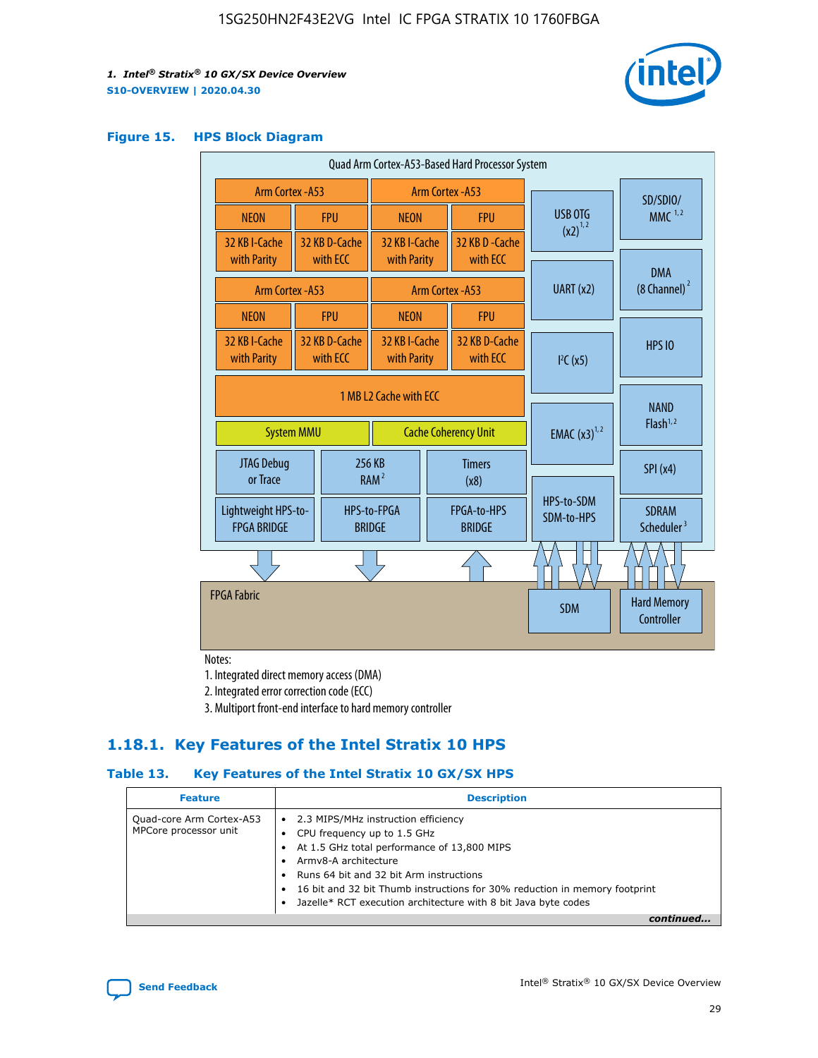**Figure 15. HPS Block Diagram**

Quad Arm Cortex-A53-Based Hard Processor System

| Arm Cortex -A53 | | Arm Cortex -A53 | |
|---|---|---|---|
| NEON | FPU | NEON | FPU |
| 32 KB I-Cache with Parity | 32 KB D-Cache with ECC | 32 KB I-Cache with Parity | 32 KB D -Cache with ECC |

| Arm Cortex -A53 | | Arm Cortex -A53 | |
|---|---|---|---|
| NEON | FPU | NEON | FPU |
| 32 KB I-Cache with Parity | 32 KB D-Cache with ECC | 32 KB I-Cache with Parity | 32 KB D-Cache with ECC |

1 MB L2 Cache with ECC

System MMU | Cache Coherency Unit

JTAG Debug or Trace | 256 KB RAM [2] | Timers (x8)

Lightweight HPS-to-FPGA BRIDGE | HPS-to-FPGA BRIDGE | FPGA-to-HPS BRIDGE

USB OTG (x2) [1,2] | UART (x2) | I²C (x5) | EMAC (x3) [1,2] | HPS-to-SDM SDM-to-HPS

SD/SDIO/ MMC [1,2] | DMA (8 Channel) [2] | HPS IO | NAND Flash [1,2] | SPI (x4) | SDRAM Scheduler [3]

FPGA Fabric | SDM | Hard Memory Controller

Notes:

1. Integrated direct memory access (DMA)
2. Integrated error correction code (ECC)
3. Multiport front-end interface to hard memory controller

## 1.18.1. Key Features of the Intel Stratix 10 HPS

**Table 13. Key Features of the Intel Stratix 10 GX/SX HPS**

| Feature | Description |
|---|---|
| Quad-core Arm Cortex-A53 MPCore processor unit | • 2.3 MIPS/MHz instruction efficiency<br>• CPU frequency up to 1.5 GHz<br>• At 1.5 GHz total performance of 13,800 MIPS<br>• Armv8-A architecture<br>• Runs 64 bit and 32 bit Arm instructions<br>• 16 bit and 32 bit Thumb instructions for 30% reduction in memory footprint<br>• Jazelle* RCT execution architecture with 8 bit Java byte codes |

*continued...*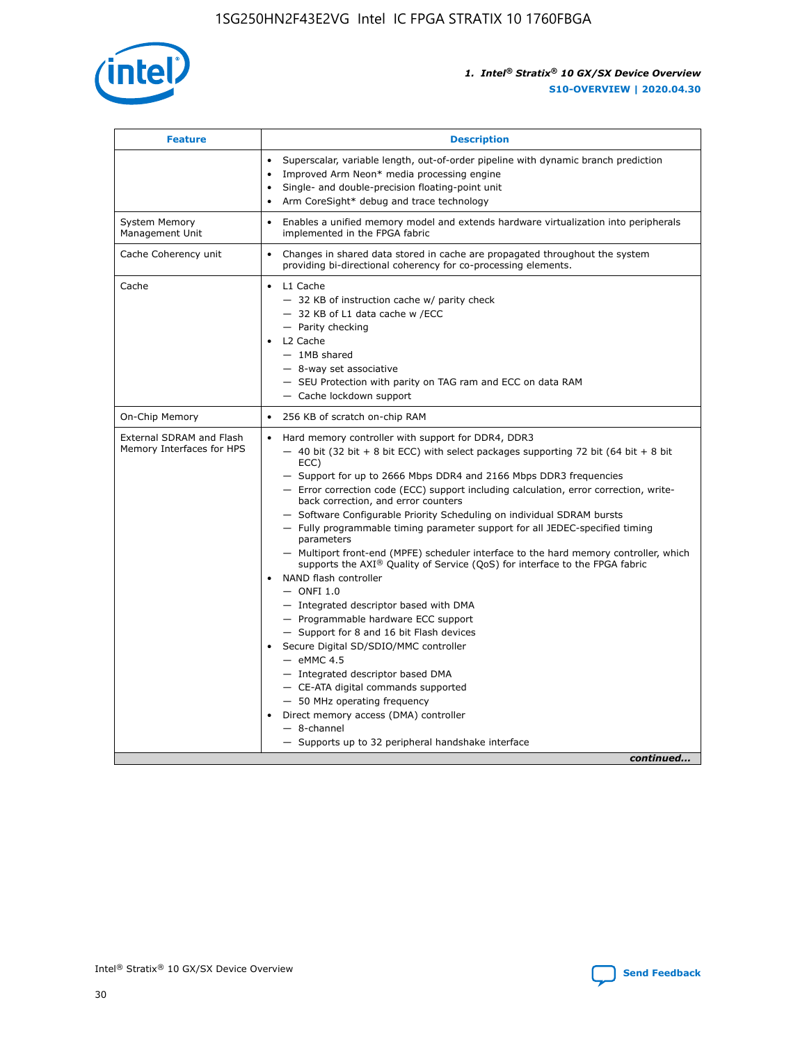| Feature | Description |
| --- | --- |
| | • Superscalar, variable length, out-of-order pipeline with dynamic branch prediction<br>• Improved Arm Neon* media processing engine<br>• Single- and double-precision floating-point unit<br>• Arm CoreSight* debug and trace technology |
| System Memory Management Unit | • Enables a unified memory model and extends hardware virtualization into peripherals implemented in the FPGA fabric |
| Cache Coherency unit | • Changes in shared data stored in cache are propagated throughout the system providing bi-directional coherency for co-processing elements. |
| Cache | • L1 Cache<br>— 32 KB of instruction cache w/ parity check<br>— 32 KB of L1 data cache w /ECC<br>— Parity checking<br>• L2 Cache<br>— 1MB shared<br>— 8-way set associative<br>— SEU Protection with parity on TAG ram and ECC on data RAM<br>— Cache lockdown support |
| On-Chip Memory | • 256 KB of scratch on-chip RAM |
| External SDRAM and Flash Memory Interfaces for HPS | • Hard memory controller with support for DDR4, DDR3<br>— 40 bit (32 bit + 8 bit ECC) with select packages supporting 72 bit (64 bit + 8 bit ECC)<br>— Support for up to 2666 Mbps DDR4 and 2166 Mbps DDR3 frequencies<br>— Error correction code (ECC) support including calculation, error correction, write-back correction, and error counters<br>— Software Configurable Priority Scheduling on individual SDRAM bursts<br>— Fully programmable timing parameter support for all JEDEC-specified timing parameters<br>— Multiport front-end (MPFE) scheduler interface to the hard memory controller, which supports the AXI® Quality of Service (QoS) for interface to the FPGA fabric<br>• NAND flash controller<br>— ONFI 1.0<br>— Integrated descriptor based with DMA<br>— Programmable hardware ECC support<br>— Support for 8 and 16 bit Flash devices<br>• Secure Digital SD/SDIO/MMC controller<br>— eMMC 4.5<br>— Integrated descriptor based DMA<br>— CE-ATA digital commands supported<br>— 50 MHz operating frequency<br>• Direct memory access (DMA) controller<br>— 8-channel<br>— Supports up to 32 peripheral handshake interface |

*continued...*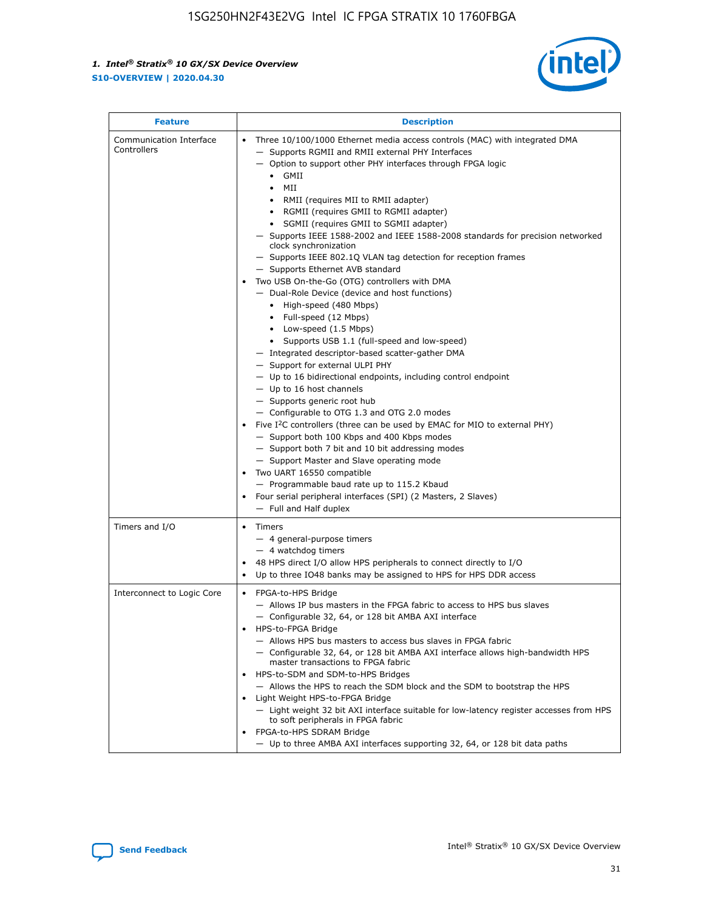| Feature | Description |
|---|---|
| Communication Interface Controllers | • Three 10/100/1000 Ethernet media access controls (MAC) with integrated DMA<br>— Supports RGMII and RMII external PHY Interfaces<br>— Option to support other PHY interfaces through FPGA logic<br>• GMII<br>• MII<br>• RMII (requires MII to RMII adapter)<br>• RGMII (requires GMII to RGMII adapter)<br>• SGMII (requires GMII to SGMII adapter)<br>— Supports IEEE 1588-2002 and IEEE 1588-2008 standards for precision networked clock synchronization<br>— Supports IEEE 802.1Q VLAN tag detection for reception frames<br>— Supports Ethernet AVB standard<br>• Two USB On-the-Go (OTG) controllers with DMA<br>— Dual-Role Device (device and host functions)<br>• High-speed (480 Mbps)<br>• Full-speed (12 Mbps)<br>• Low-speed (1.5 Mbps)<br>• Supports USB 1.1 (full-speed and low-speed)<br>— Integrated descriptor-based scatter-gather DMA<br>— Support for external ULPI PHY<br>— Up to 16 bidirectional endpoints, including control endpoint<br>— Up to 16 host channels<br>— Supports generic root hub<br>— Configurable to OTG 1.3 and OTG 2.0 modes<br>• Five I²C controllers (three can be used by EMAC for MIO to external PHY)<br>— Support both 100 Kbps and 400 Kbps modes<br>— Support both 7 bit and 10 bit addressing modes<br>— Support Master and Slave operating mode<br>• Two UART 16550 compatible<br>— Programmable baud rate up to 115.2 Kbaud<br>• Four serial peripheral interfaces (SPI) (2 Masters, 2 Slaves)<br>— Full and Half duplex |
| Timers and I/O | • Timers<br>— 4 general-purpose timers<br>— 4 watchdog timers<br>• 48 HPS direct I/O allow HPS peripherals to connect directly to I/O<br>• Up to three IO48 banks may be assigned to HPS for HPS DDR access |
| Interconnect to Logic Core | • FPGA-to-HPS Bridge<br>— Allows IP bus masters in the FPGA fabric to access to HPS bus slaves<br>— Configurable 32, 64, or 128 bit AMBA AXI interface<br>• HPS-to-FPGA Bridge<br>— Allows HPS bus masters to access bus slaves in FPGA fabric<br>— Configurable 32, 64, or 128 bit AMBA AXI interface allows high-bandwidth HPS master transactions to FPGA fabric<br>• HPS-to-SDM and SDM-to-HPS Bridges<br>— Allows the HPS to reach the SDM block and the SDM to bootstrap the HPS<br>• Light Weight HPS-to-FPGA Bridge<br>— Light weight 32 bit AXI interface suitable for low-latency register accesses from HPS to soft peripherals in FPGA fabric<br>• FPGA-to-HPS SDRAM Bridge<br>— Up to three AMBA AXI interfaces supporting 32, 64, or 128 bit data paths |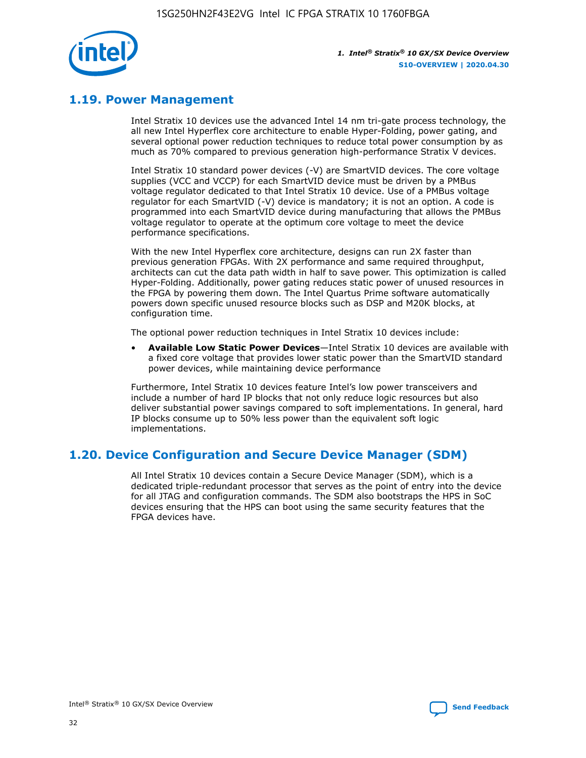## 1.19. Power Management

Intel Stratix 10 devices use the advanced Intel 14 nm tri-gate process technology, the all new Intel Hyperflex core architecture to enable Hyper-Folding, power gating, and several optional power reduction techniques to reduce total power consumption by as much as 70% compared to previous generation high-performance Stratix V devices.

Intel Stratix 10 standard power devices (-V) are SmartVID devices. The core voltage supplies (VCC and VCCP) for each SmartVID device must be driven by a PMBus voltage regulator dedicated to that Intel Stratix 10 device. Use of a PMBus voltage regulator for each SmartVID (-V) device is mandatory; it is not an option. A code is programmed into each SmartVID device during manufacturing that allows the PMBus voltage regulator to operate at the optimum core voltage to meet the device performance specifications.

With the new Intel Hyperflex core architecture, designs can run 2X faster than previous generation FPGAs. With 2X performance and same required throughput, architects can cut the data path width in half to save power. This optimization is called Hyper-Folding. Additionally, power gating reduces static power of unused resources in the FPGA by powering them down. The Intel Quartus Prime software automatically powers down specific unused resource blocks such as DSP and M20K blocks, at configuration time.

The optional power reduction techniques in Intel Stratix 10 devices include:

- **Available Low Static Power Devices**—Intel Stratix 10 devices are available with a fixed core voltage that provides lower static power than the SmartVID standard power devices, while maintaining device performance

Furthermore, Intel Stratix 10 devices feature Intel's low power transceivers and include a number of hard IP blocks that not only reduce logic resources but also deliver substantial power savings compared to soft implementations. In general, hard IP blocks consume up to 50% less power than the equivalent soft logic implementations.

## 1.20. Device Configuration and Secure Device Manager (SDM)

All Intel Stratix 10 devices contain a Secure Device Manager (SDM), which is a dedicated triple-redundant processor that serves as the point of entry into the device for all JTAG and configuration commands. The SDM also bootstraps the HPS in SoC devices ensuring that the HPS can boot using the same security features that the FPGA devices have.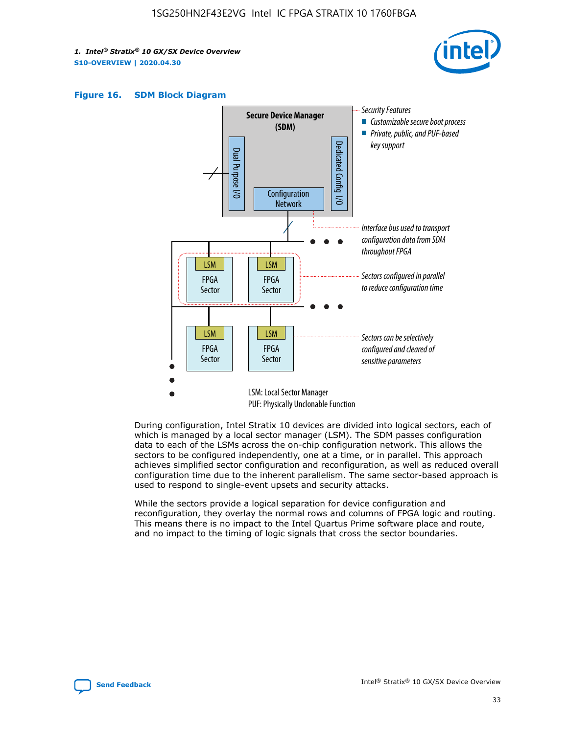**Figure 16. SDM Block Diagram**

Secure Device Manager (SDM)

Dual Purpose I/O

Dedicated Config I/O

Configuration Network

Security Features
- Customizable secure boot process
- Private, public, and PUF-based key support

Interface bus used to transport configuration data from SDM throughout FPGA

Sectors configured in parallel to reduce configuration time

Sectors can be selectively configured and cleared of sensitive parameters

LSM: Local Sector Manager
PUF: Physically Unclonable Function

During configuration, Intel Stratix 10 devices are divided into logical sectors, each of which is managed by a local sector manager (LSM). The SDM passes configuration data to each of the LSMs across the on-chip configuration network. This allows the sectors to be configured independently, one at a time, or in parallel. This approach achieves simplified sector configuration and reconfiguration, as well as reduced overall configuration time due to the inherent parallelism. The same sector-based approach is used to respond to single-event upsets and security attacks.

While the sectors provide a logical separation for device configuration and reconfiguration, they overlay the normal rows and columns of FPGA logic and routing. This means there is no impact to the Intel Quartus Prime software place and route, and no impact to the timing of logic signals that cross the sector boundaries.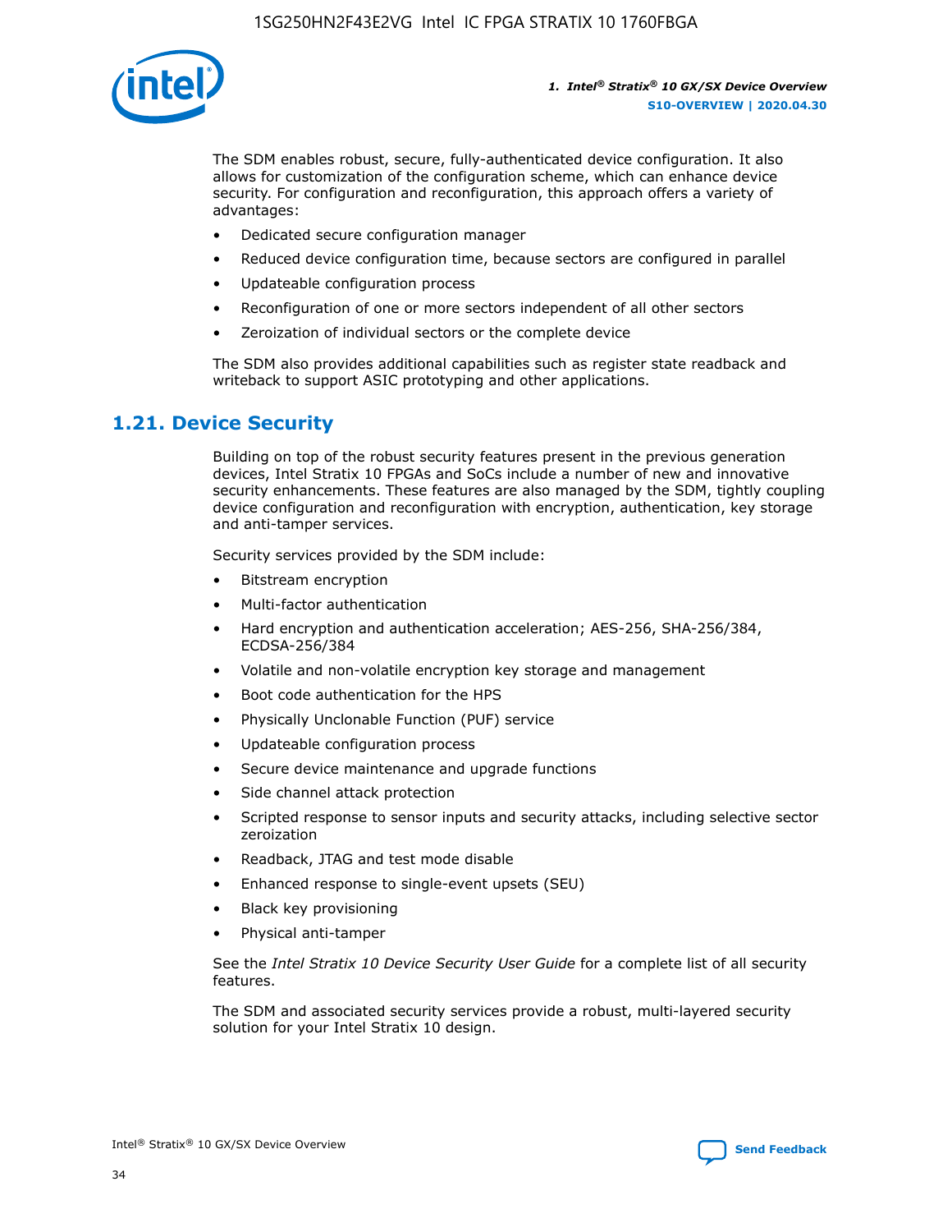The SDM enables robust, secure, fully-authenticated device configuration. It also allows for customization of the configuration scheme, which can enhance device security. For configuration and reconfiguration, this approach offers a variety of advantages:

- Dedicated secure configuration manager
- Reduced device configuration time, because sectors are configured in parallel
- Updateable configuration process
- Reconfiguration of one or more sectors independent of all other sectors
- Zeroization of individual sectors or the complete device

The SDM also provides additional capabilities such as register state readback and writeback to support ASIC prototyping and other applications.

## 1.21. Device Security

Building on top of the robust security features present in the previous generation devices, Intel Stratix 10 FPGAs and SoCs include a number of new and innovative security enhancements. These features are also managed by the SDM, tightly coupling device configuration and reconfiguration with encryption, authentication, key storage and anti-tamper services.

Security services provided by the SDM include:

- Bitstream encryption
- Multi-factor authentication
- Hard encryption and authentication acceleration; AES-256, SHA-256/384, ECDSA-256/384
- Volatile and non-volatile encryption key storage and management
- Boot code authentication for the HPS
- Physically Unclonable Function (PUF) service
- Updateable configuration process
- Secure device maintenance and upgrade functions
- Side channel attack protection
- Scripted response to sensor inputs and security attacks, including selective sector zeroization
- Readback, JTAG and test mode disable
- Enhanced response to single-event upsets (SEU)
- Black key provisioning
- Physical anti-tamper

See the *Intel Stratix 10 Device Security User Guide* for a complete list of all security features.

The SDM and associated security services provide a robust, multi-layered security solution for your Intel Stratix 10 design.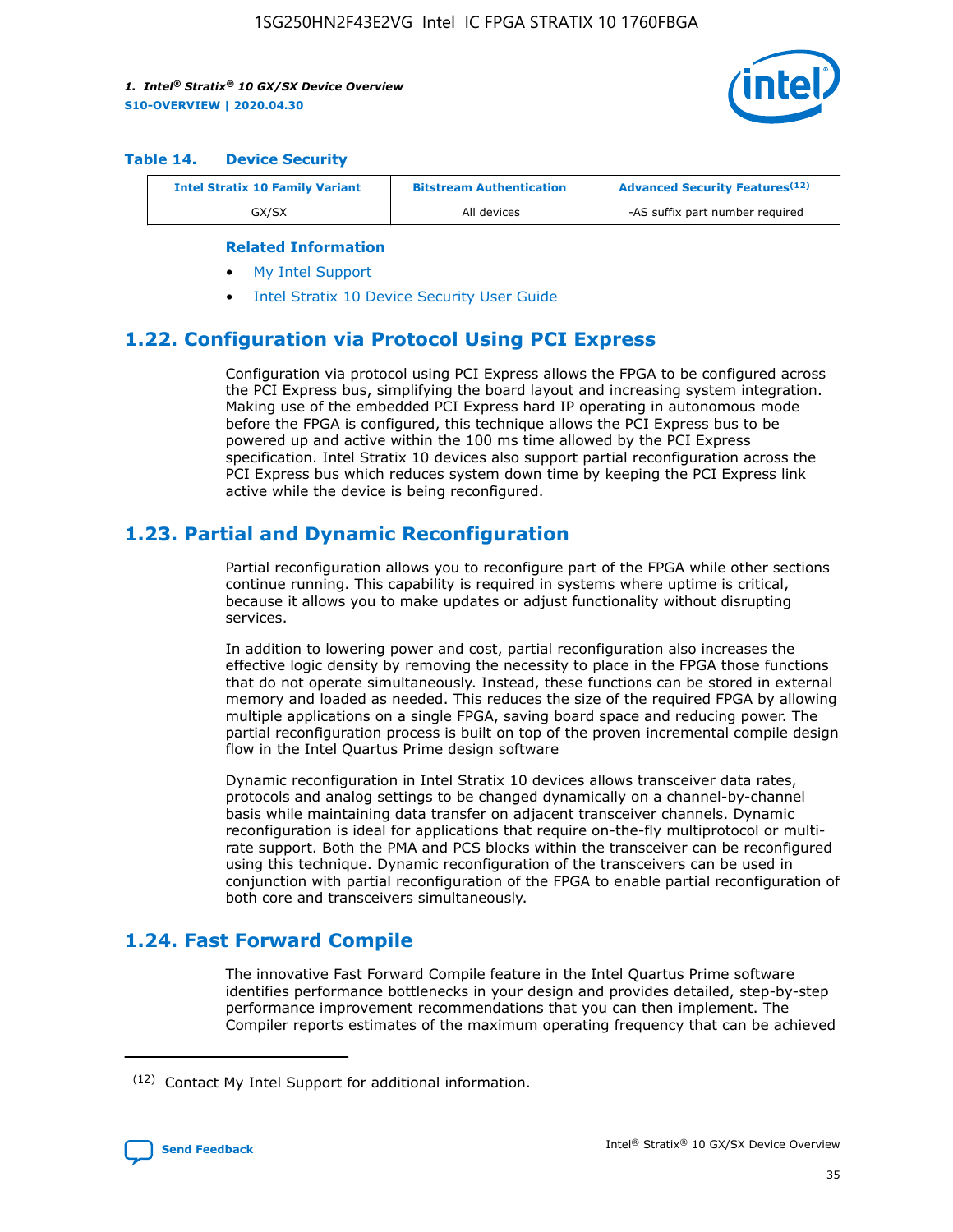**Table 14. Device Security**

| Intel Stratix 10 Family Variant | Bitstream Authentication | Advanced Security Features[12] |
| --- | --- | --- |
| GX/SX | All devices | -AS suffix part number required |

**Related Information**

- My Intel Support
- Intel Stratix 10 Device Security User Guide

## 1.22. Configuration via Protocol Using PCI Express

Configuration via protocol using PCI Express allows the FPGA to be configured across the PCI Express bus, simplifying the board layout and increasing system integration. Making use of the embedded PCI Express hard IP operating in autonomous mode before the FPGA is configured, this technique allows the PCI Express bus to be powered up and active within the 100 ms time allowed by the PCI Express specification. Intel Stratix 10 devices also support partial reconfiguration across the PCI Express bus which reduces system down time by keeping the PCI Express link active while the device is being reconfigured.

## 1.23. Partial and Dynamic Reconfiguration

Partial reconfiguration allows you to reconfigure part of the FPGA while other sections continue running. This capability is required in systems where uptime is critical, because it allows you to make updates or adjust functionality without disrupting services.

In addition to lowering power and cost, partial reconfiguration also increases the effective logic density by removing the necessity to place in the FPGA those functions that do not operate simultaneously. Instead, these functions can be stored in external memory and loaded as needed. This reduces the size of the required FPGA by allowing multiple applications on a single FPGA, saving board space and reducing power. The partial reconfiguration process is built on top of the proven incremental compile design flow in the Intel Quartus Prime design software

Dynamic reconfiguration in Intel Stratix 10 devices allows transceiver data rates, protocols and analog settings to be changed dynamically on a channel-by-channel basis while maintaining data transfer on adjacent transceiver channels. Dynamic reconfiguration is ideal for applications that require on-the-fly multiprotocol or multi-rate support. Both the PMA and PCS blocks within the transceiver can be reconfigured using this technique. Dynamic reconfiguration of the transceivers can be used in conjunction with partial reconfiguration of the FPGA to enable partial reconfiguration of both core and transceivers simultaneously.

## 1.24. Fast Forward Compile

The innovative Fast Forward Compile feature in the Intel Quartus Prime software identifies performance bottlenecks in your design and provides detailed, step-by-step performance improvement recommendations that you can then implement. The Compiler reports estimates of the maximum operating frequency that can be achieved

(12) Contact My Intel Support for additional information.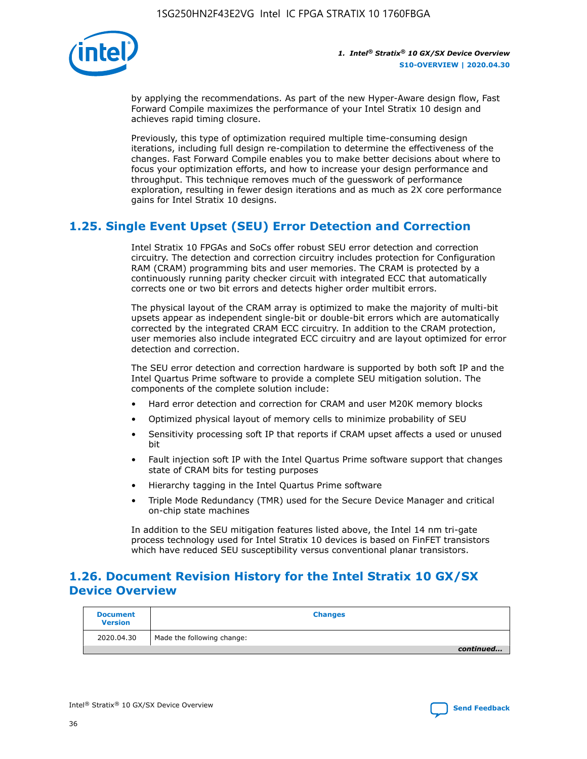by applying the recommendations. As part of the new Hyper-Aware design flow, Fast Forward Compile maximizes the performance of your Intel Stratix 10 design and achieves rapid timing closure.

Previously, this type of optimization required multiple time-consuming design iterations, including full design re-compilation to determine the effectiveness of the changes. Fast Forward Compile enables you to make better decisions about where to focus your optimization efforts, and how to increase your design performance and throughput. This technique removes much of the guesswork of performance exploration, resulting in fewer design iterations and as much as 2X core performance gains for Intel Stratix 10 designs.

## 1.25. Single Event Upset (SEU) Error Detection and Correction

Intel Stratix 10 FPGAs and SoCs offer robust SEU error detection and correction circuitry. The detection and correction circuitry includes protection for Configuration RAM (CRAM) programming bits and user memories. The CRAM is protected by a continuously running parity checker circuit with integrated ECC that automatically corrects one or two bit errors and detects higher order multibit errors.

The physical layout of the CRAM array is optimized to make the majority of multi-bit upsets appear as independent single-bit or double-bit errors which are automatically corrected by the integrated CRAM ECC circuitry. In addition to the CRAM protection, user memories also include integrated ECC circuitry and are layout optimized for error detection and correction.

The SEU error detection and correction hardware is supported by both soft IP and the Intel Quartus Prime software to provide a complete SEU mitigation solution. The components of the complete solution include:

- Hard error detection and correction for CRAM and user M20K memory blocks
- Optimized physical layout of memory cells to minimize probability of SEU
- Sensitivity processing soft IP that reports if CRAM upset affects a used or unused bit
- Fault injection soft IP with the Intel Quartus Prime software support that changes state of CRAM bits for testing purposes
- Hierarchy tagging in the Intel Quartus Prime software
- Triple Mode Redundancy (TMR) used for the Secure Device Manager and critical on-chip state machines

In addition to the SEU mitigation features listed above, the Intel 14 nm tri-gate process technology used for Intel Stratix 10 devices is based on FinFET transistors which have reduced SEU susceptibility versus conventional planar transistors.

## 1.26. Document Revision History for the Intel Stratix 10 GX/SX Device Overview

| Document Version | Changes |
|---|---|
| 2020.04.30 | Made the following change: |

*continued...*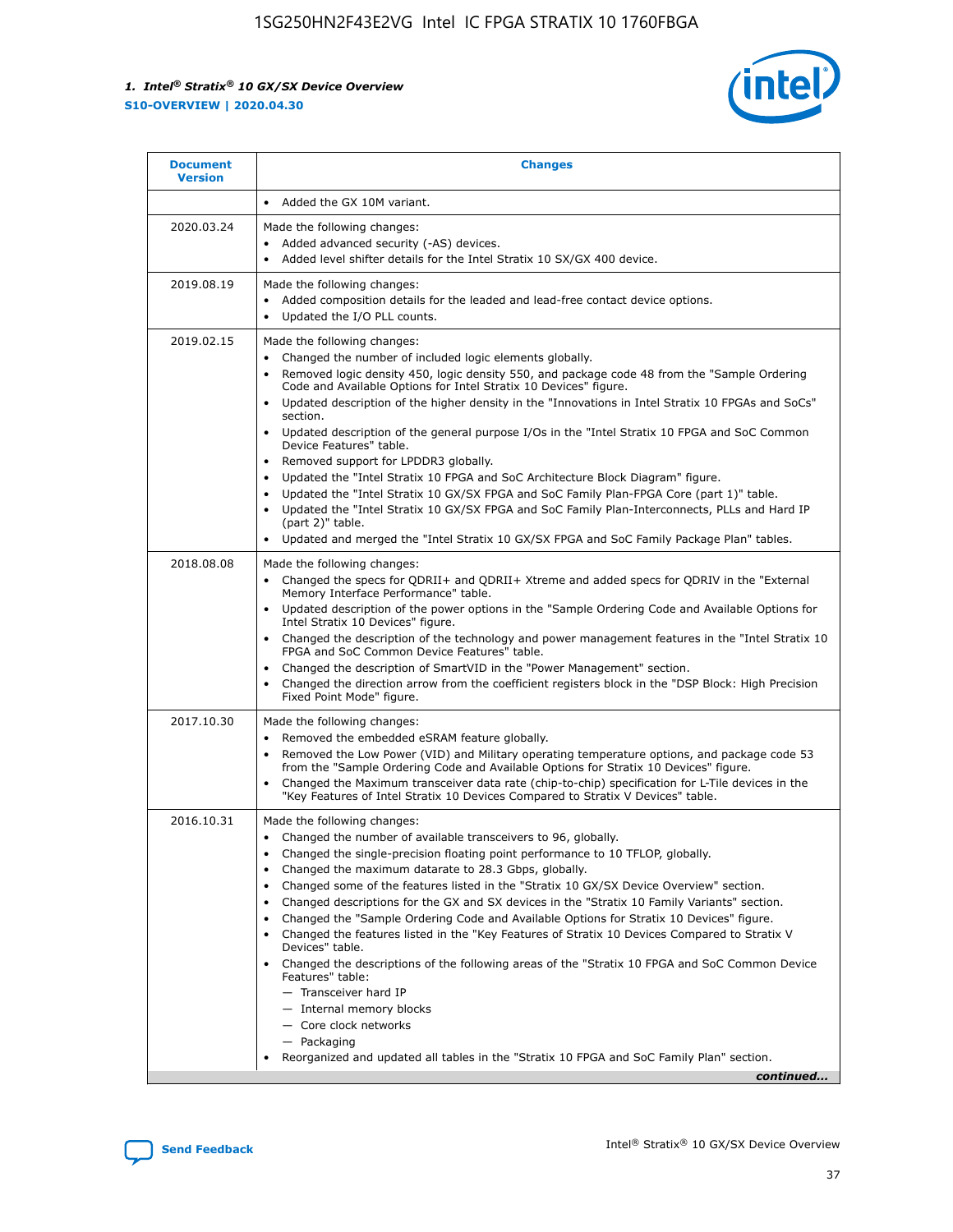| Document Version | Changes |
| --- | --- |
| | • Added the GX 10M variant. |
| 2020.03.24 | Made the following changes:<br>• Added advanced security (-AS) devices.<br>• Added level shifter details for the Intel Stratix 10 SX/GX 400 device. |
| 2019.08.19 | Made the following changes:<br>• Added composition details for the leaded and lead-free contact device options.<br>• Updated the I/O PLL counts. |
| 2019.02.15 | Made the following changes:<br>• Changed the number of included logic elements globally.<br>• Removed logic density 450, logic density 550, and package code 48 from the "Sample Ordering Code and Available Options for Intel Stratix 10 Devices" figure.<br>• Updated description of the higher density in the "Innovations in Intel Stratix 10 FPGAs and SoCs" section.<br>• Updated description of the general purpose I/Os in the "Intel Stratix 10 FPGA and SoC Common Device Features" table.<br>• Removed support for LPDDR3 globally.<br>• Updated the "Intel Stratix 10 FPGA and SoC Architecture Block Diagram" figure.<br>• Updated the "Intel Stratix 10 GX/SX FPGA and SoC Family Plan-FPGA Core (part 1)" table.<br>• Updated the "Intel Stratix 10 GX/SX FPGA and SoC Family Plan-Interconnects, PLLs and Hard IP (part 2)" table.<br>• Updated and merged the "Intel Stratix 10 GX/SX FPGA and SoC Family Package Plan" tables. |
| 2018.08.08 | Made the following changes:<br>• Changed the specs for QDRII+ and QDRII+ Xtreme and added specs for QDRIV in the "External Memory Interface Performance" table.<br>• Updated description of the power options in the "Sample Ordering Code and Available Options for Intel Stratix 10 Devices" figure.<br>• Changed the description of the technology and power management features in the "Intel Stratix 10 FPGA and SoC Common Device Features" table.<br>• Changed the description of SmartVID in the "Power Management" section.<br>• Changed the direction arrow from the coefficient registers block in the "DSP Block: High Precision Fixed Point Mode" figure. |
| 2017.10.30 | Made the following changes:<br>• Removed the embedded eSRAM feature globally.<br>• Removed the Low Power (VID) and Military operating temperature options, and package code 53 from the "Sample Ordering Code and Available Options for Intel Stratix 10 Devices" figure.<br>• Changed the Maximum transceiver data rate (chip-to-chip) specification for L-Tile devices in the "Key Features of Intel Stratix 10 Devices Compared to Stratix V Devices" table. |
| 2016.10.31 | Made the following changes:<br>• Changed the number of available transceivers to 96, globally.<br>• Changed the single-precision floating point performance to 10 TFLOP, globally.<br>• Changed the maximum datarate to 28.3 Gbps, globally.<br>• Changed some of the features listed in the "Stratix 10 GX/SX Device Overview" section.<br>• Changed descriptions for the GX and SX devices in the "Stratix 10 Family Variants" section.<br>• Changed the "Sample Ordering Code and Available Options for Stratix 10 Devices" figure.<br>• Changed the features listed in the "Key Features of Stratix 10 Devices Compared to Stratix V Devices" table.<br>• Changed the descriptions of the following areas of the "Stratix 10 FPGA and SoC Common Device Features" table:<br>— Transceiver hard IP<br>— Internal memory blocks<br>— Core clock networks<br>— Packaging<br>• Reorganized and updated all tables in the "Stratix 10 FPGA and SoC Family Plan" section. |

*continued...*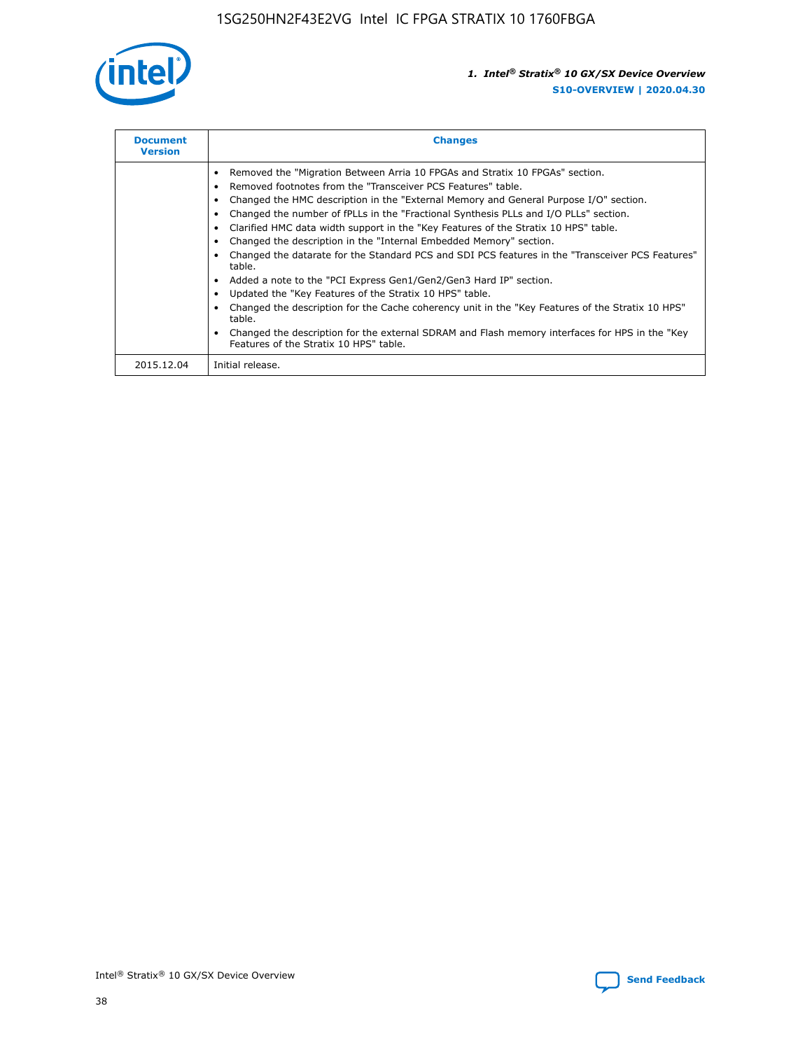| Document Version | Changes |
| --- | --- |
|  | • Removed the "Migration Between Arria 10 FPGAs and Stratix 10 FPGAs" section.<br>• Removed footnotes from the "Transceiver PCS Features" table.<br>• Changed the HMC description in the "External Memory and General Purpose I/O" section.<br>• Changed the number of fPLLs in the "Fractional Synthesis PLLs and I/O PLLs" section.<br>• Clarified HMC data width support in the "Key Features of the Stratix 10 HPS" table.<br>• Changed the description in the "Internal Embedded Memory" section.<br>• Changed the datarate for the Standard PCS and SDI PCS features in the "Transceiver PCS Features" table.<br>• Added a note to the "PCI Express Gen1/Gen2/Gen3 Hard IP" section.<br>• Updated the "Key Features of the Stratix 10 HPS" table.<br>• Changed the description for the Cache coherency unit in the "Key Features of the Stratix 10 HPS" table.<br>• Changed the description for the external SDRAM and Flash memory interfaces for HPS in the "Key Features of the Stratix 10 HPS" table. |
| 2015.12.04 | Initial release. |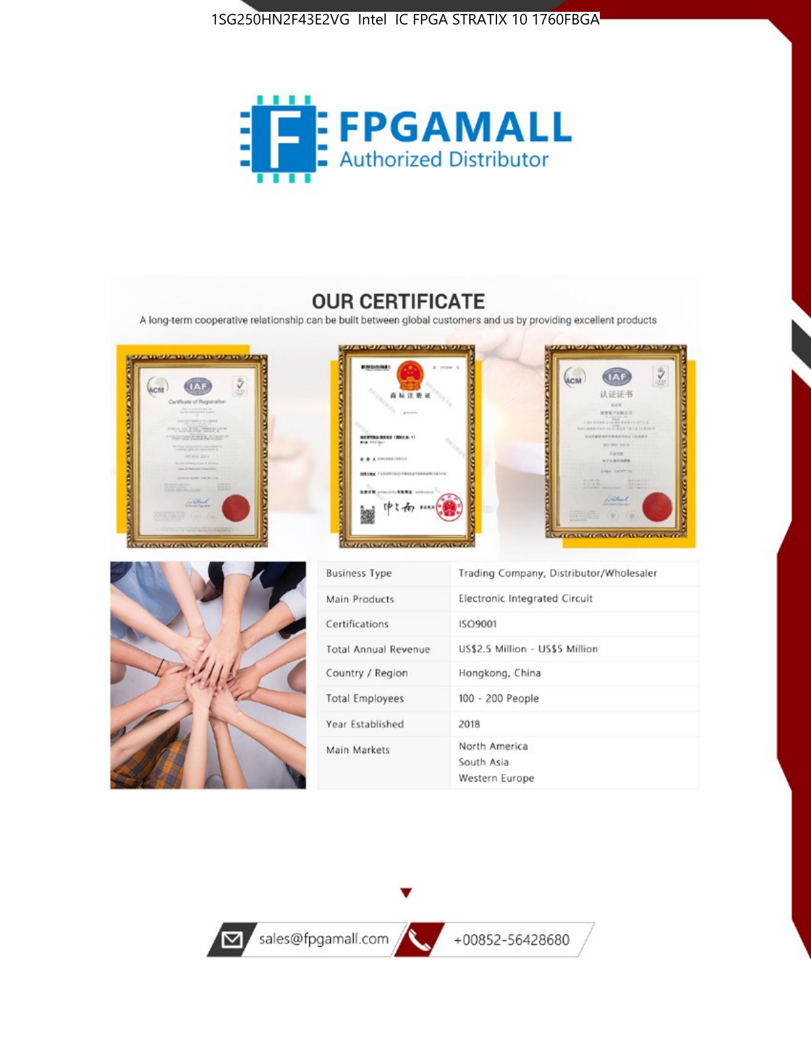FPGAMALL
Authorized Distributor

## OUR CERTIFICATE

A long-term cooperative relationship can be built between global customers and us by providing excellent products

| | |
|---|---|
| Business Type | Trading Company, Distributor/Wholesaler |
| Main Products | Electronic Integrated Circuit |
| Certifications | ISO9001 |
| Total Annual Revenue | US$2.5 Million - US$5 Million |
| Country / Region | Hongkong, China |
| Total Employees | 100 - 200 People |
| Year Established | 2018 |
| Main Markets | North America<br>South Asia<br>Western Europe |

sales@fpgamall.com

+00852-56428680